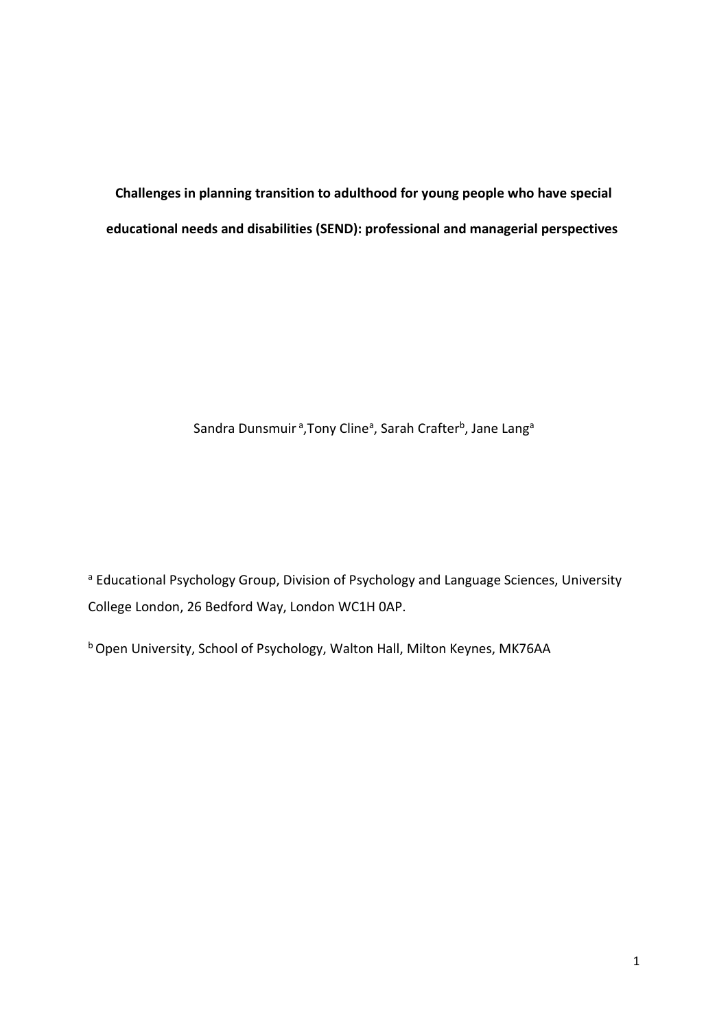# Challenges in planning transition to adulthood for young people who have special educational needs and disabilities (SEND): professional and managerial perspectives

Sandra Dunsmuir [a], Tony Cline[a], Sarah Crafter[b], Jane Lang[a]

[a] Educational Psychology Group, Division of Psychology and Language Sciences, University College London, 26 Bedford Way, London WC1H 0AP.

[b] Open University, School of Psychology, Walton Hall, Milton Keynes, MK76AA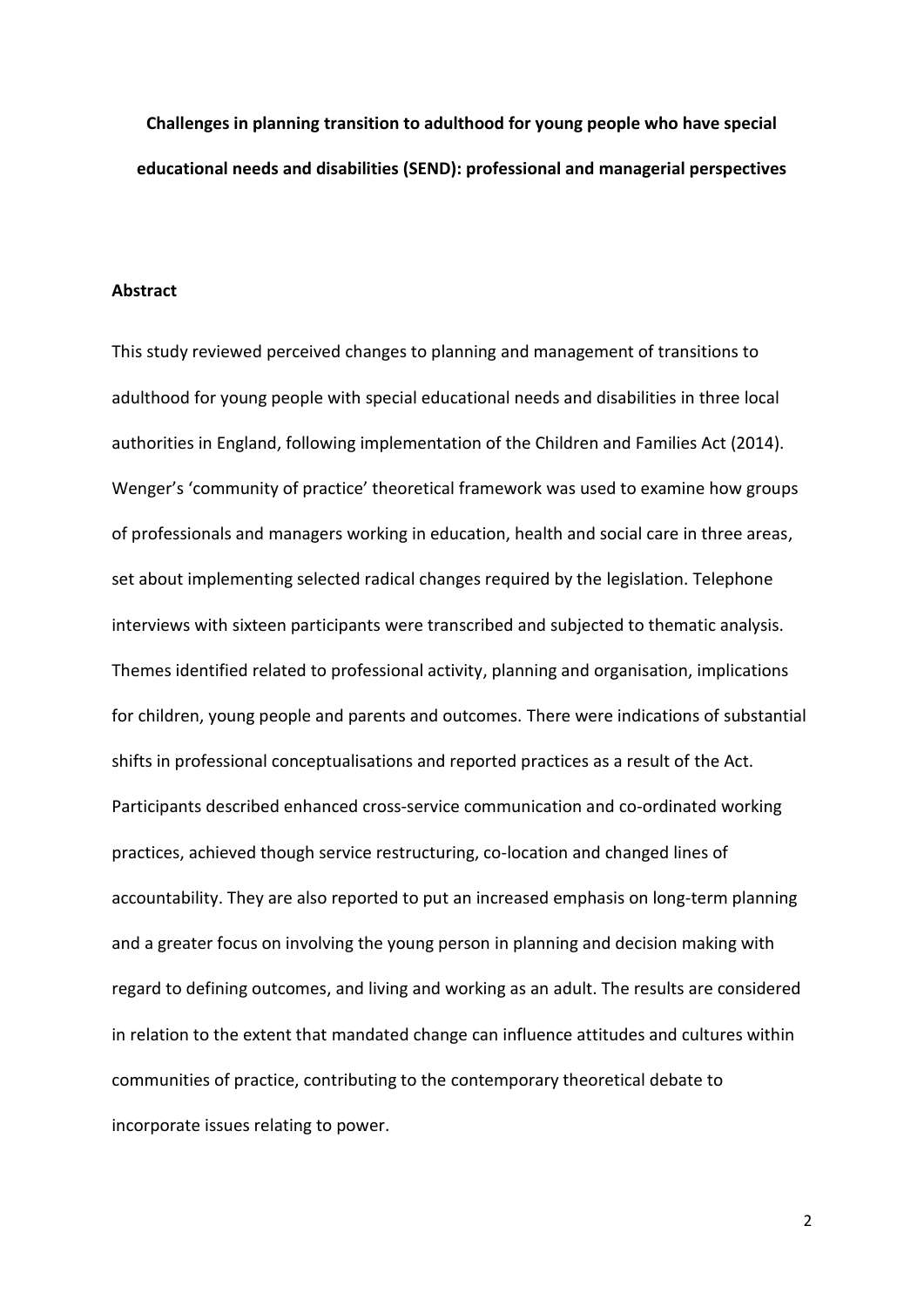**Challenges in planning transition to adulthood for young people who have special educational needs and disabilities (SEND): professional and managerial perspectives**

## Abstract

This study reviewed perceived changes to planning and management of transitions to adulthood for young people with special educational needs and disabilities in three local authorities in England, following implementation of the Children and Families Act (2014). Wenger's 'community of practice' theoretical framework was used to examine how groups of professionals and managers working in education, health and social care in three areas, set about implementing selected radical changes required by the legislation. Telephone interviews with sixteen participants were transcribed and subjected to thematic analysis. Themes identified related to professional activity, planning and organisation, implications for children, young people and parents and outcomes. There were indications of substantial shifts in professional conceptualisations and reported practices as a result of the Act. Participants described enhanced cross-service communication and co-ordinated working practices, achieved though service restructuring, co-location and changed lines of accountability. They are also reported to put an increased emphasis on long-term planning and a greater focus on involving the young person in planning and decision making with regard to defining outcomes, and living and working as an adult. The results are considered in relation to the extent that mandated change can influence attitudes and cultures within communities of practice, contributing to the contemporary theoretical debate to incorporate issues relating to power.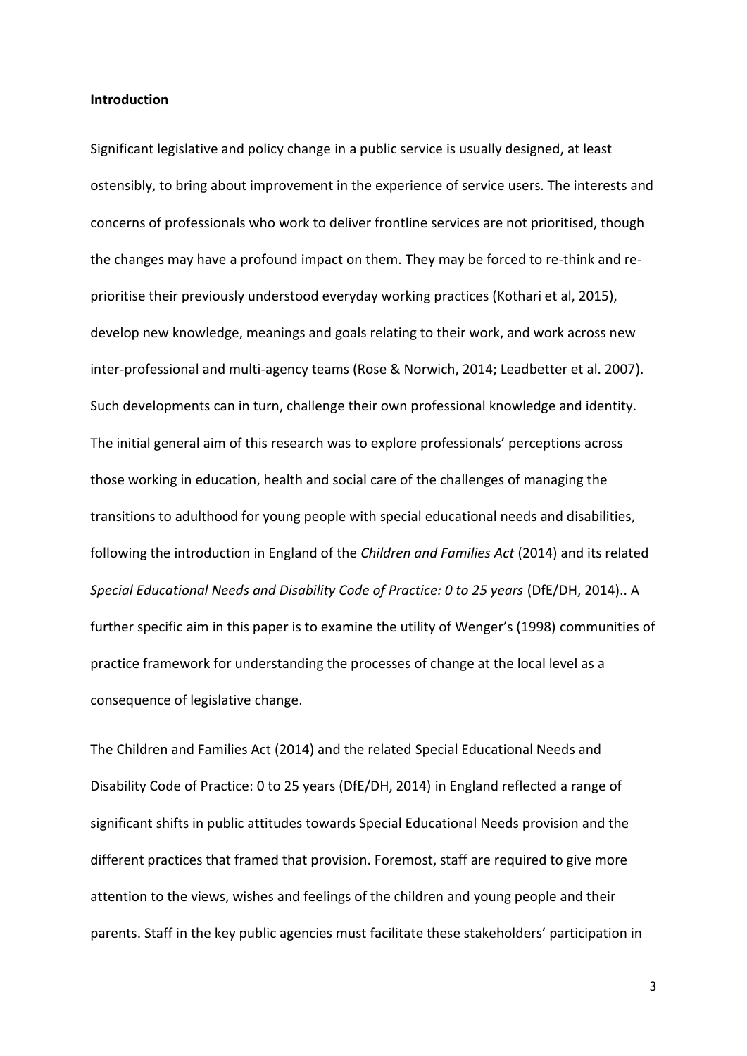**Introduction**

Significant legislative and policy change in a public service is usually designed, at least ostensibly, to bring about improvement in the experience of service users. The interests and concerns of professionals who work to deliver frontline services are not prioritised, though the changes may have a profound impact on them. They may be forced to re-think and re-prioritise their previously understood everyday working practices (Kothari et al, 2015), develop new knowledge, meanings and goals relating to their work, and work across new inter-professional and multi-agency teams (Rose & Norwich, 2014; Leadbetter et al. 2007). Such developments can in turn, challenge their own professional knowledge and identity. The initial general aim of this research was to explore professionals' perceptions across those working in education, health and social care of the challenges of managing the transitions to adulthood for young people with special educational needs and disabilities, following the introduction in England of the *Children and Families Act* (2014) and its related *Special Educational Needs and Disability Code of Practice: 0 to 25 years* (DfE/DH, 2014).. A further specific aim in this paper is to examine the utility of Wenger's (1998) communities of practice framework for understanding the processes of change at the local level as a consequence of legislative change.

The Children and Families Act (2014) and the related Special Educational Needs and Disability Code of Practice: 0 to 25 years (DfE/DH, 2014) in England reflected a range of significant shifts in public attitudes towards Special Educational Needs provision and the different practices that framed that provision. Foremost, staff are required to give more attention to the views, wishes and feelings of the children and young people and their parents. Staff in the key public agencies must facilitate these stakeholders' participation in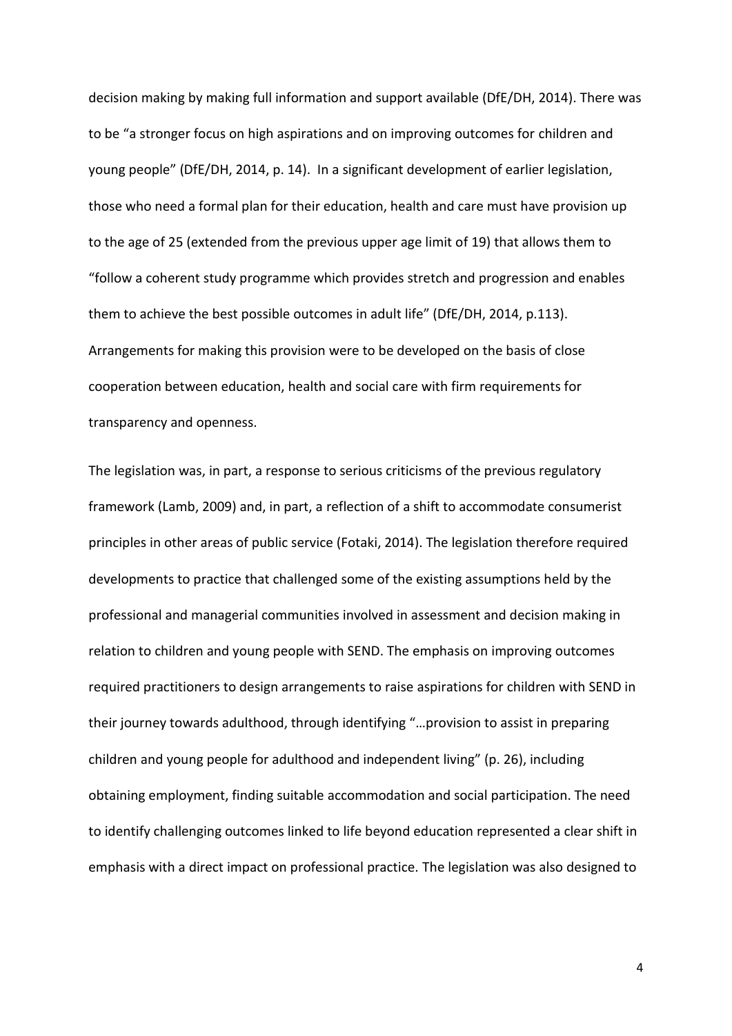decision making by making full information and support available (DfE/DH, 2014). There was to be "a stronger focus on high aspirations and on improving outcomes for children and young people" (DfE/DH, 2014, p. 14). In a significant development of earlier legislation, those who need a formal plan for their education, health and care must have provision up to the age of 25 (extended from the previous upper age limit of 19) that allows them to "follow a coherent study programme which provides stretch and progression and enables them to achieve the best possible outcomes in adult life" (DfE/DH, 2014, p.113). Arrangements for making this provision were to be developed on the basis of close cooperation between education, health and social care with firm requirements for transparency and openness.

The legislation was, in part, a response to serious criticisms of the previous regulatory framework (Lamb, 2009) and, in part, a reflection of a shift to accommodate consumerist principles in other areas of public service (Fotaki, 2014). The legislation therefore required developments to practice that challenged some of the existing assumptions held by the professional and managerial communities involved in assessment and decision making in relation to children and young people with SEND. The emphasis on improving outcomes required practitioners to design arrangements to raise aspirations for children with SEND in their journey towards adulthood, through identifying "…provision to assist in preparing children and young people for adulthood and independent living" (p. 26), including obtaining employment, finding suitable accommodation and social participation. The need to identify challenging outcomes linked to life beyond education represented a clear shift in emphasis with a direct impact on professional practice. The legislation was also designed to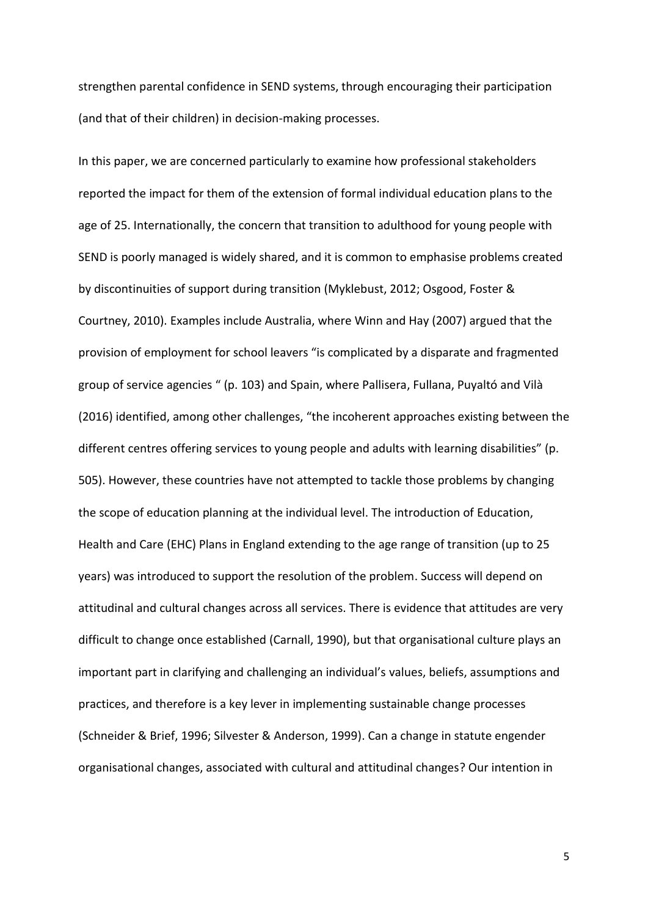strengthen parental confidence in SEND systems, through encouraging their participation (and that of their children) in decision-making processes.

In this paper, we are concerned particularly to examine how professional stakeholders reported the impact for them of the extension of formal individual education plans to the age of 25. Internationally, the concern that transition to adulthood for young people with SEND is poorly managed is widely shared, and it is common to emphasise problems created by discontinuities of support during transition (Myklebust, 2012; Osgood, Foster & Courtney, 2010). Examples include Australia, where Winn and Hay (2007) argued that the provision of employment for school leavers "is complicated by a disparate and fragmented group of service agencies " (p. 103) and Spain, where Pallisera, Fullana, Puyaltó and Vilà (2016) identified, among other challenges, "the incoherent approaches existing between the different centres offering services to young people and adults with learning disabilities" (p. 505). However, these countries have not attempted to tackle those problems by changing the scope of education planning at the individual level. The introduction of Education, Health and Care (EHC) Plans in England extending to the age range of transition (up to 25 years) was introduced to support the resolution of the problem. Success will depend on attitudinal and cultural changes across all services. There is evidence that attitudes are very difficult to change once established (Carnall, 1990), but that organisational culture plays an important part in clarifying and challenging an individual's values, beliefs, assumptions and practices, and therefore is a key lever in implementing sustainable change processes (Schneider & Brief, 1996; Silvester & Anderson, 1999). Can a change in statute engender organisational changes, associated with cultural and attitudinal changes? Our intention in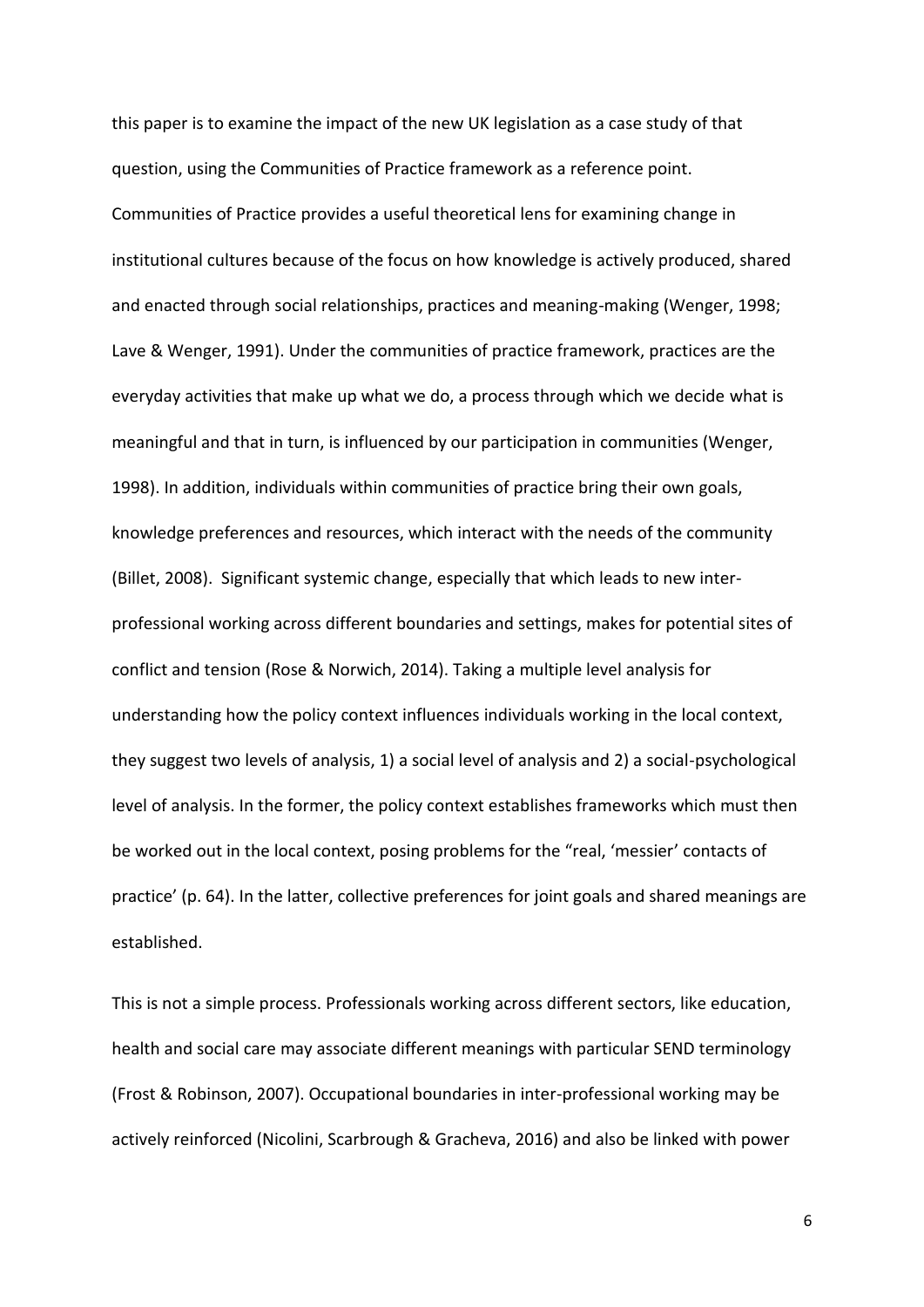this paper is to examine the impact of the new UK legislation as a case study of that question, using the Communities of Practice framework as a reference point. Communities of Practice provides a useful theoretical lens for examining change in institutional cultures because of the focus on how knowledge is actively produced, shared and enacted through social relationships, practices and meaning-making (Wenger, 1998; Lave & Wenger, 1991). Under the communities of practice framework, practices are the everyday activities that make up what we do, a process through which we decide what is meaningful and that in turn, is influenced by our participation in communities (Wenger, 1998). In addition, individuals within communities of practice bring their own goals, knowledge preferences and resources, which interact with the needs of the community (Billet, 2008). Significant systemic change, especially that which leads to new inter-professional working across different boundaries and settings, makes for potential sites of conflict and tension (Rose & Norwich, 2014). Taking a multiple level analysis for understanding how the policy context influences individuals working in the local context, they suggest two levels of analysis, 1) a social level of analysis and 2) a social-psychological level of analysis. In the former, the policy context establishes frameworks which must then be worked out in the local context, posing problems for the "real, 'messier' contacts of practice' (p. 64). In the latter, collective preferences for joint goals and shared meanings are established.

This is not a simple process. Professionals working across different sectors, like education, health and social care may associate different meanings with particular SEND terminology (Frost & Robinson, 2007). Occupational boundaries in inter-professional working may be actively reinforced (Nicolini, Scarbrough & Gracheva, 2016) and also be linked with power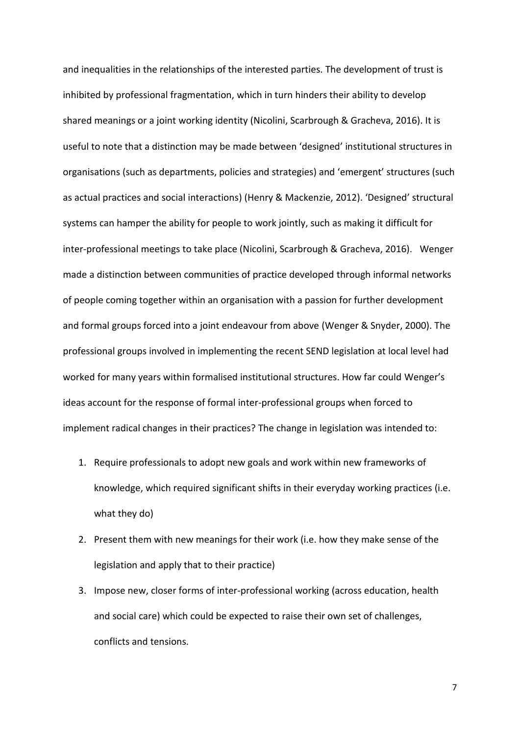and inequalities in the relationships of the interested parties. The development of trust is inhibited by professional fragmentation, which in turn hinders their ability to develop shared meanings or a joint working identity (Nicolini, Scarbrough & Gracheva, 2016). It is useful to note that a distinction may be made between 'designed' institutional structures in organisations (such as departments, policies and strategies) and 'emergent' structures (such as actual practices and social interactions) (Henry & Mackenzie, 2012). 'Designed' structural systems can hamper the ability for people to work jointly, such as making it difficult for inter-professional meetings to take place (Nicolini, Scarbrough & Gracheva, 2016). Wenger made a distinction between communities of practice developed through informal networks of people coming together within an organisation with a passion for further development and formal groups forced into a joint endeavour from above (Wenger & Snyder, 2000). The professional groups involved in implementing the recent SEND legislation at local level had worked for many years within formalised institutional structures. How far could Wenger's ideas account for the response of formal inter-professional groups when forced to implement radical changes in their practices? The change in legislation was intended to:

1. Require professionals to adopt new goals and work within new frameworks of knowledge, which required significant shifts in their everyday working practices (i.e. what they do)
2. Present them with new meanings for their work (i.e. how they make sense of the legislation and apply that to their practice)
3. Impose new, closer forms of inter-professional working (across education, health and social care) which could be expected to raise their own set of challenges, conflicts and tensions.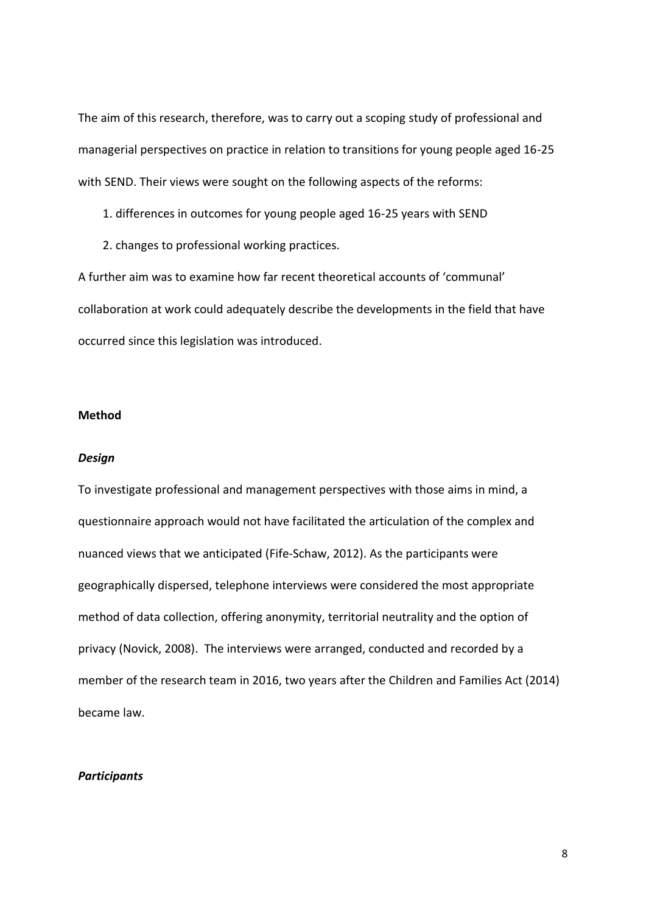The aim of this research, therefore, was to carry out a scoping study of professional and managerial perspectives on practice in relation to transitions for young people aged 16-25 with SEND. Their views were sought on the following aspects of the reforms:

1. differences in outcomes for young people aged 16-25 years with SEND
2. changes to professional working practices.

A further aim was to examine how far recent theoretical accounts of 'communal' collaboration at work could adequately describe the developments in the field that have occurred since this legislation was introduced.

## Method

### *Design*

To investigate professional and management perspectives with those aims in mind, a questionnaire approach would not have facilitated the articulation of the complex and nuanced views that we anticipated (Fife-Schaw, 2012). As the participants were geographically dispersed, telephone interviews were considered the most appropriate method of data collection, offering anonymity, territorial neutrality and the option of privacy (Novick, 2008). The interviews were arranged, conducted and recorded by a member of the research team in 2016, two years after the Children and Families Act (2014) became law.

### *Participants*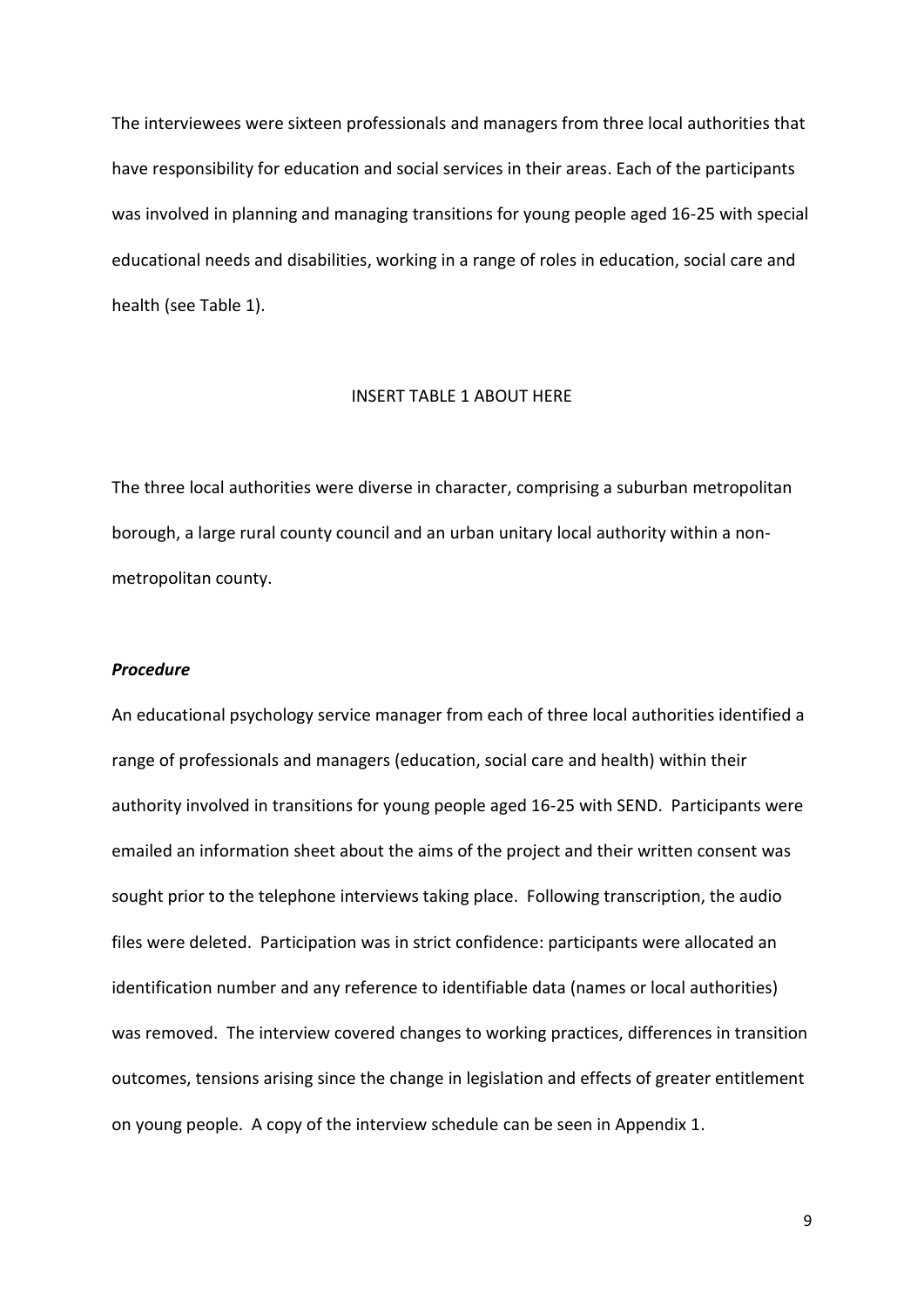The interviewees were sixteen professionals and managers from three local authorities that have responsibility for education and social services in their areas. Each of the participants was involved in planning and managing transitions for young people aged 16-25 with special educational needs and disabilities, working in a range of roles in education, social care and health (see Table 1).

INSERT TABLE 1 ABOUT HERE

The three local authorities were diverse in character, comprising a suburban metropolitan borough, a large rural county council and an urban unitary local authority within a non-metropolitan county.

***Procedure***

An educational psychology service manager from each of three local authorities identified a range of professionals and managers (education, social care and health) within their authority involved in transitions for young people aged 16-25 with SEND. Participants were emailed an information sheet about the aims of the project and their written consent was sought prior to the telephone interviews taking place. Following transcription, the audio files were deleted. Participation was in strict confidence: participants were allocated an identification number and any reference to identifiable data (names or local authorities) was removed. The interview covered changes to working practices, differences in transition outcomes, tensions arising since the change in legislation and effects of greater entitlement on young people. A copy of the interview schedule can be seen in Appendix 1.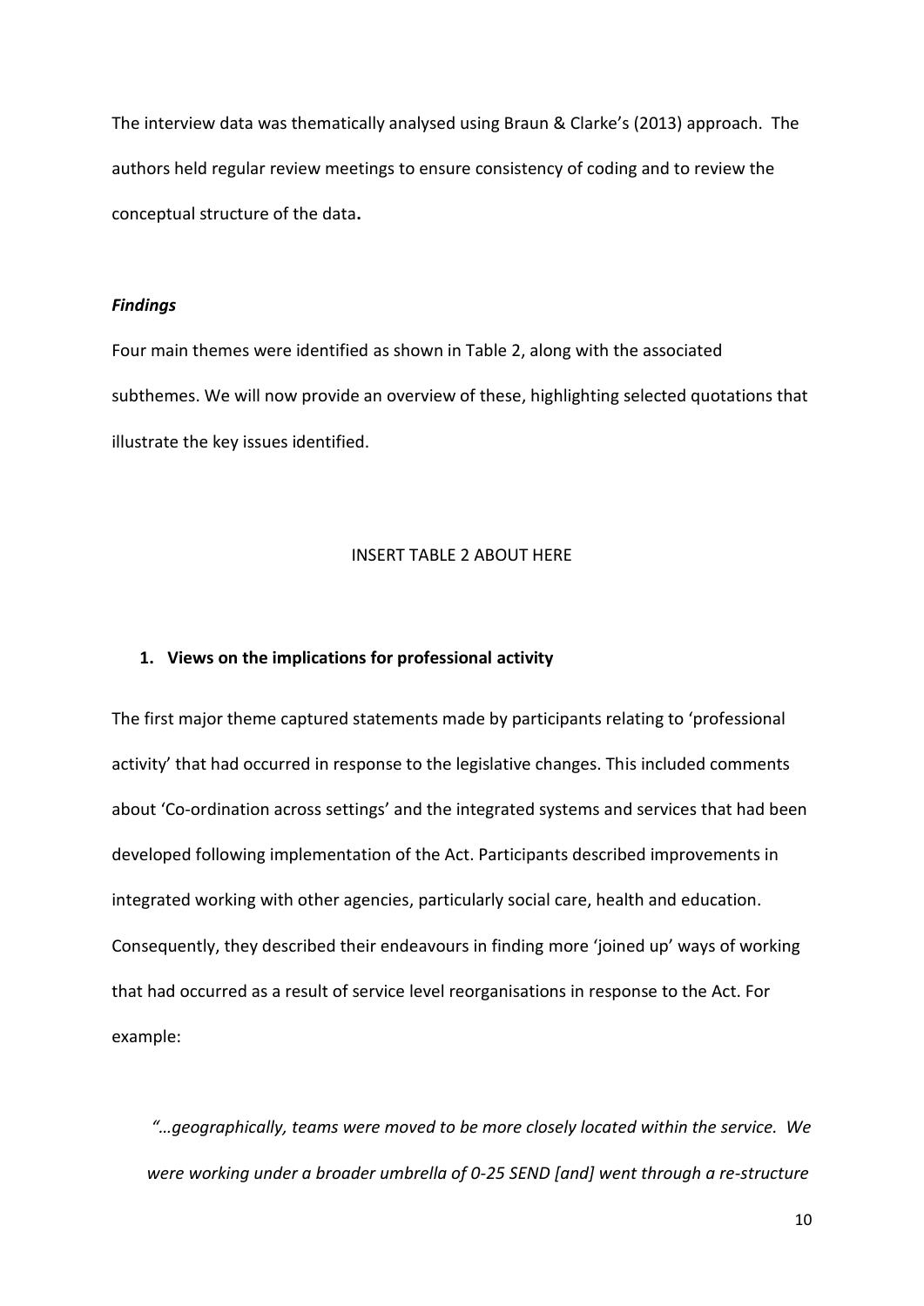The interview data was thematically analysed using Braun & Clarke's (2013) approach. The authors held regular review meetings to ensure consistency of coding and to review the conceptual structure of the data**.**

***Findings***

Four main themes were identified as shown in Table 2, along with the associated subthemes. We will now provide an overview of these, highlighting selected quotations that illustrate the key issues identified.

INSERT TABLE 2 ABOUT HERE

**1. Views on the implications for professional activity**

The first major theme captured statements made by participants relating to 'professional activity' that had occurred in response to the legislative changes. This included comments about 'Co-ordination across settings' and the integrated systems and services that had been developed following implementation of the Act. Participants described improvements in integrated working with other agencies, particularly social care, health and education. Consequently, they described their endeavours in finding more 'joined up' ways of working that had occurred as a result of service level reorganisations in response to the Act. For example:

*"…geographically, teams were moved to be more closely located within the service. We were working under a broader umbrella of 0-25 SEND [and] went through a re-structure*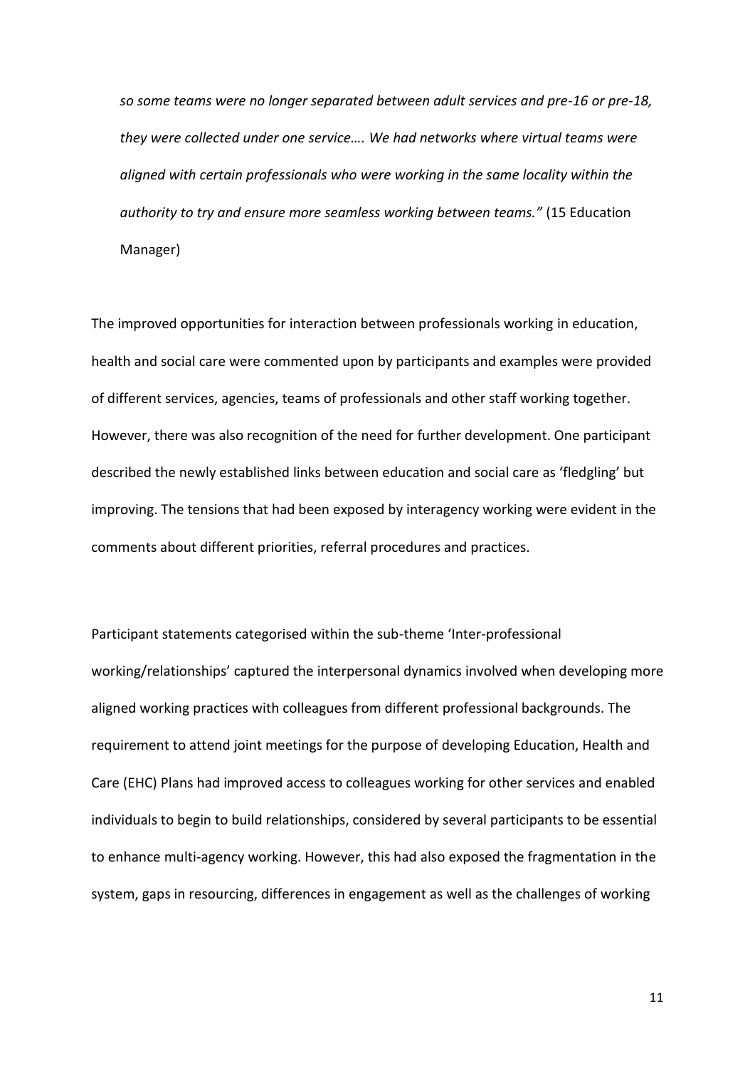*so some teams were no longer separated between adult services and pre-16 or pre-18, they were collected under one service…. We had networks where virtual teams were aligned with certain professionals who were working in the same locality within the authority to try and ensure more seamless working between teams."* (15 Education Manager)

The improved opportunities for interaction between professionals working in education, health and social care were commented upon by participants and examples were provided of different services, agencies, teams of professionals and other staff working together. However, there was also recognition of the need for further development. One participant described the newly established links between education and social care as 'fledgling' but improving. The tensions that had been exposed by interagency working were evident in the comments about different priorities, referral procedures and practices.

Participant statements categorised within the sub-theme 'Inter-professional working/relationships' captured the interpersonal dynamics involved when developing more aligned working practices with colleagues from different professional backgrounds. The requirement to attend joint meetings for the purpose of developing Education, Health and Care (EHC) Plans had improved access to colleagues working for other services and enabled individuals to begin to build relationships, considered by several participants to be essential to enhance multi-agency working. However, this had also exposed the fragmentation in the system, gaps in resourcing, differences in engagement as well as the challenges of working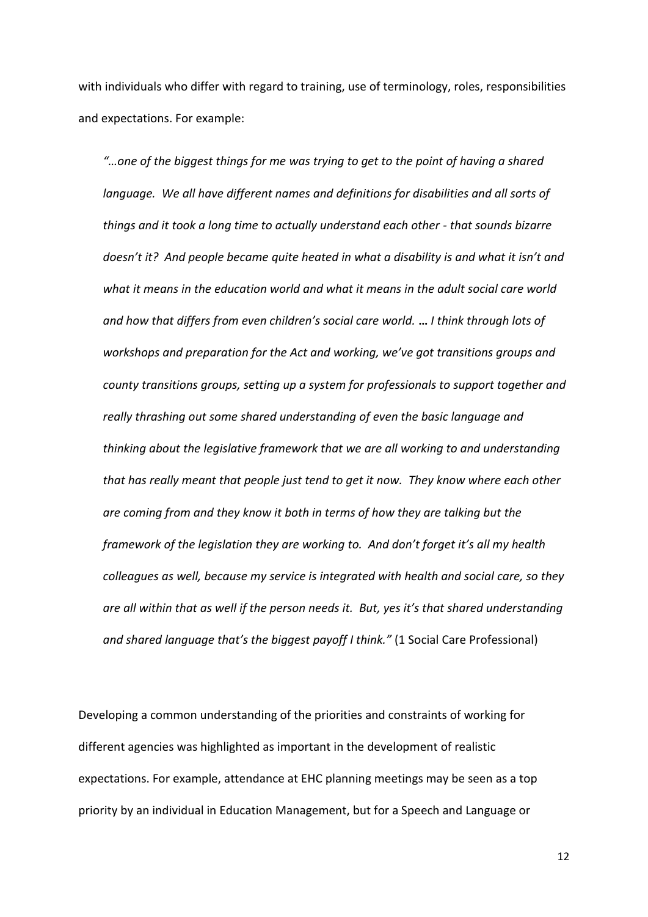with individuals who differ with regard to training, use of terminology, roles, responsibilities and expectations. For example:

> *"…one of the biggest things for me was trying to get to the point of having a shared language. We all have different names and definitions for disabilities and all sorts of things and it took a long time to actually understand each other - that sounds bizarre doesn't it? And people became quite heated in what a disability is and what it isn't and what it means in the education world and what it means in the adult social care world and how that differs from even children's social care world.* **…** *I think through lots of workshops and preparation for the Act and working, we've got transitions groups and county transitions groups, setting up a system for professionals to support together and really thrashing out some shared understanding of even the basic language and thinking about the legislative framework that we are all working to and understanding that has really meant that people just tend to get it now. They know where each other are coming from and they know it both in terms of how they are talking but the framework of the legislation they are working to. And don't forget it's all my health colleagues as well, because my service is integrated with health and social care, so they are all within that as well if the person needs it. But, yes it's that shared understanding and shared language that's the biggest payoff I think."* (1 Social Care Professional)

Developing a common understanding of the priorities and constraints of working for different agencies was highlighted as important in the development of realistic expectations. For example, attendance at EHC planning meetings may be seen as a top priority by an individual in Education Management, but for a Speech and Language or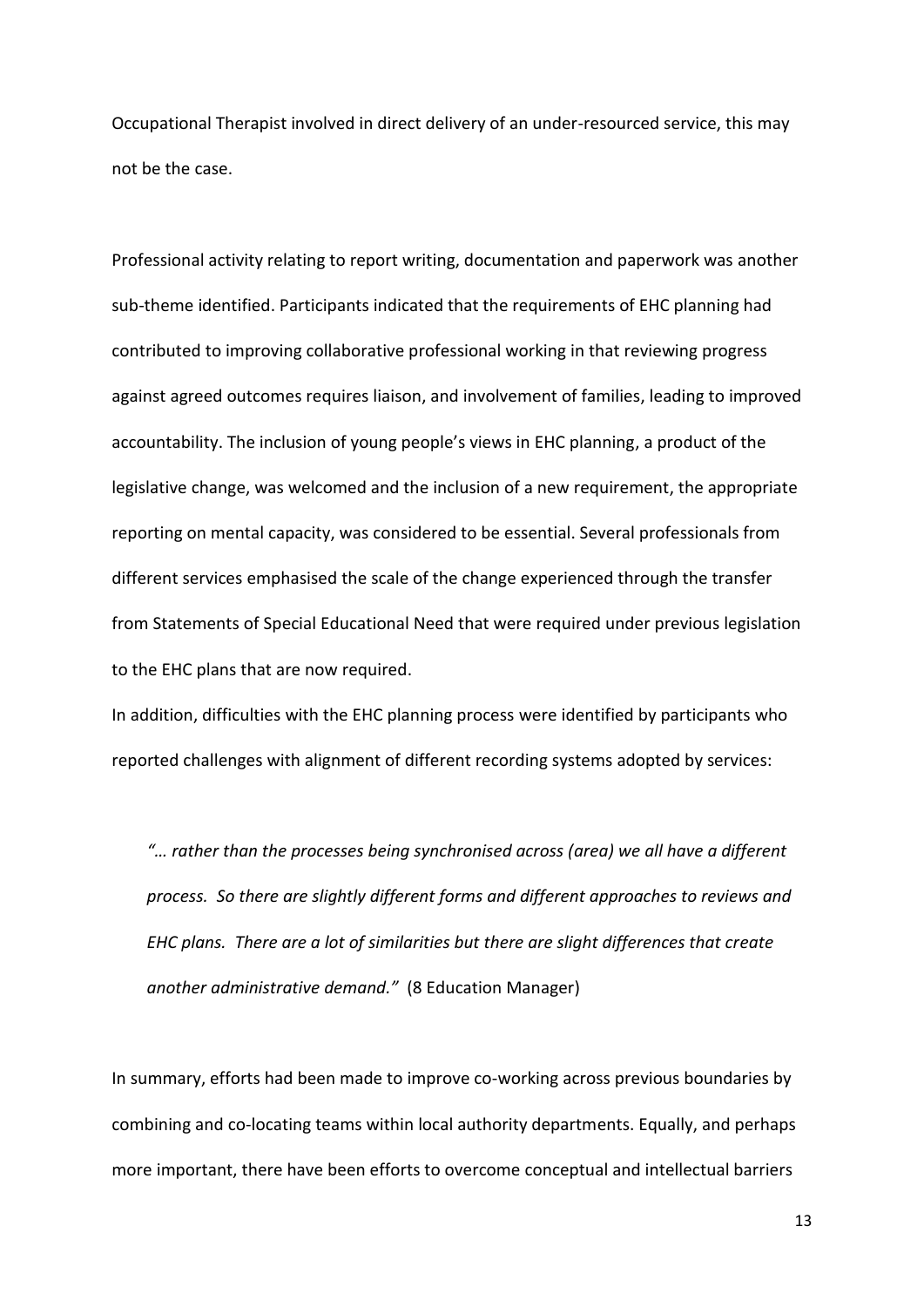Occupational Therapist involved in direct delivery of an under-resourced service, this may not be the case.

Professional activity relating to report writing, documentation and paperwork was another sub-theme identified. Participants indicated that the requirements of EHC planning had contributed to improving collaborative professional working in that reviewing progress against agreed outcomes requires liaison, and involvement of families, leading to improved accountability. The inclusion of young people's views in EHC planning, a product of the legislative change, was welcomed and the inclusion of a new requirement, the appropriate reporting on mental capacity, was considered to be essential. Several professionals from different services emphasised the scale of the change experienced through the transfer from Statements of Special Educational Need that were required under previous legislation to the EHC plans that are now required.

In addition, difficulties with the EHC planning process were identified by participants who reported challenges with alignment of different recording systems adopted by services:

> *"… rather than the processes being synchronised across (area) we all have a different process. So there are slightly different forms and different approaches to reviews and EHC plans. There are a lot of similarities but there are slight differences that create another administrative demand."* (8 Education Manager)

In summary, efforts had been made to improve co-working across previous boundaries by combining and co-locating teams within local authority departments. Equally, and perhaps more important, there have been efforts to overcome conceptual and intellectual barriers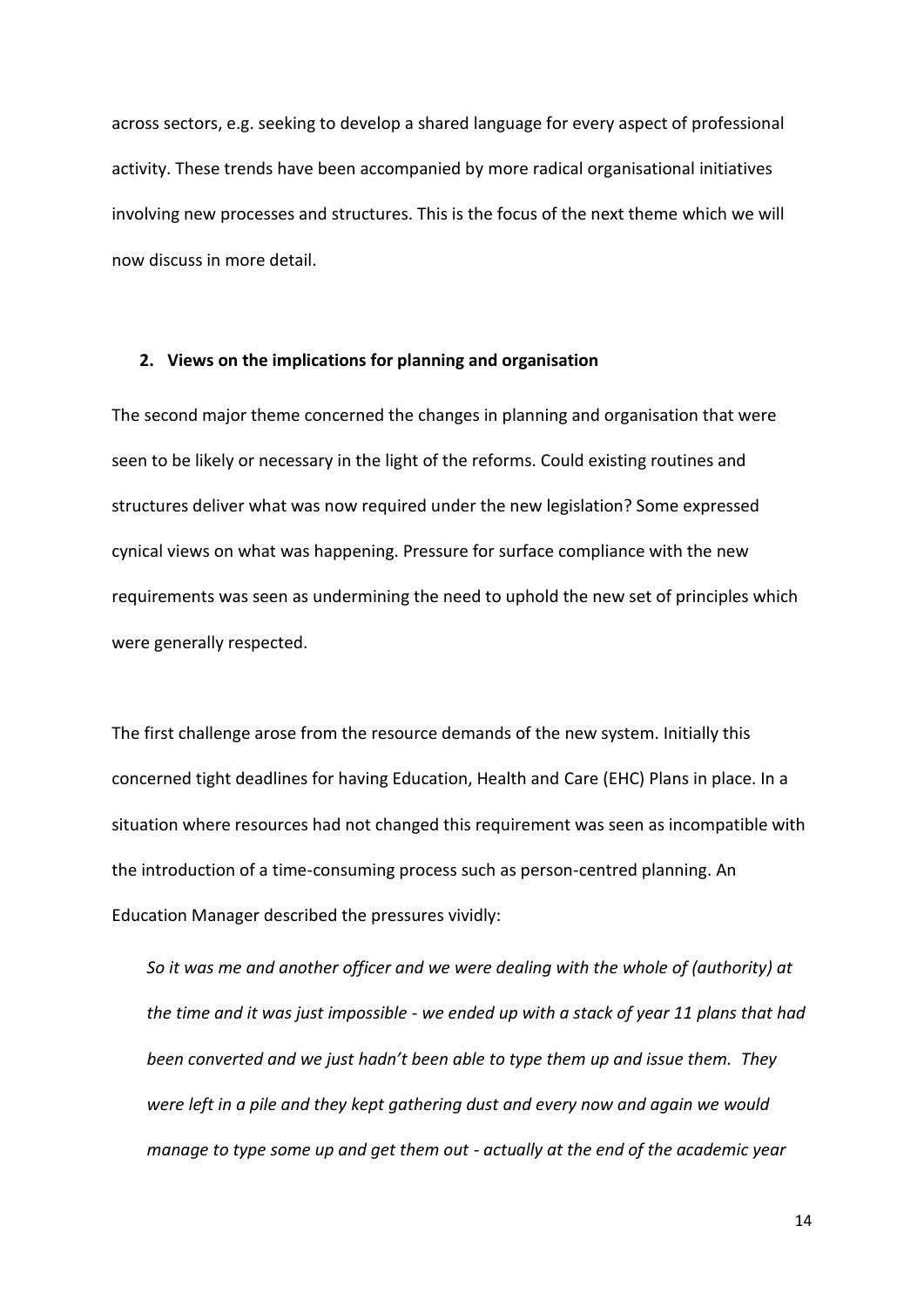across sectors, e.g. seeking to develop a shared language for every aspect of professional activity. These trends have been accompanied by more radical organisational initiatives involving new processes and structures. This is the focus of the next theme which we will now discuss in more detail.

## 2. Views on the implications for planning and organisation

The second major theme concerned the changes in planning and organisation that were seen to be likely or necessary in the light of the reforms. Could existing routines and structures deliver what was now required under the new legislation? Some expressed cynical views on what was happening. Pressure for surface compliance with the new requirements was seen as undermining the need to uphold the new set of principles which were generally respected.

The first challenge arose from the resource demands of the new system. Initially this concerned tight deadlines for having Education, Health and Care (EHC) Plans in place. In a situation where resources had not changed this requirement was seen as incompatible with the introduction of a time-consuming process such as person-centred planning. An Education Manager described the pressures vividly:

> *So it was me and another officer and we were dealing with the whole of (authority) at the time and it was just impossible - we ended up with a stack of year 11 plans that had been converted and we just hadn't been able to type them up and issue them. They were left in a pile and they kept gathering dust and every now and again we would manage to type some up and get them out - actually at the end of the academic year*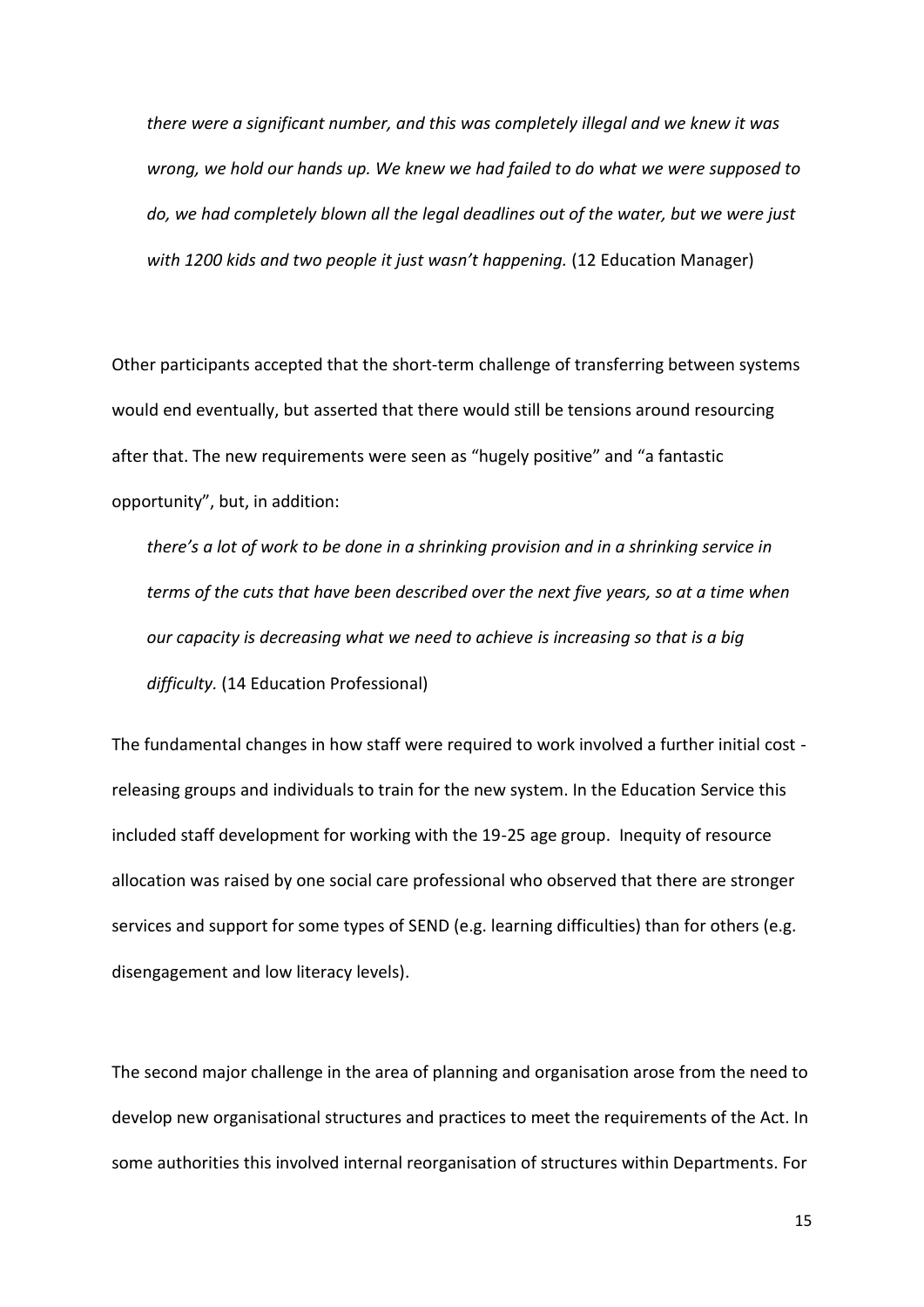*there were a significant number, and this was completely illegal and we knew it was wrong, we hold our hands up. We knew we had failed to do what we were supposed to do, we had completely blown all the legal deadlines out of the water, but we were just with 1200 kids and two people it just wasn't happening.* (12 Education Manager)

Other participants accepted that the short-term challenge of transferring between systems would end eventually, but asserted that there would still be tensions around resourcing after that. The new requirements were seen as "hugely positive" and "a fantastic opportunity", but, in addition:

*there's a lot of work to be done in a shrinking provision and in a shrinking service in terms of the cuts that have been described over the next five years, so at a time when our capacity is decreasing what we need to achieve is increasing so that is a big difficulty.* (14 Education Professional)

The fundamental changes in how staff were required to work involved a further initial cost - releasing groups and individuals to train for the new system. In the Education Service this included staff development for working with the 19-25 age group. Inequity of resource allocation was raised by one social care professional who observed that there are stronger services and support for some types of SEND (e.g. learning difficulties) than for others (e.g. disengagement and low literacy levels).

The second major challenge in the area of planning and organisation arose from the need to develop new organisational structures and practices to meet the requirements of the Act. In some authorities this involved internal reorganisation of structures within Departments. For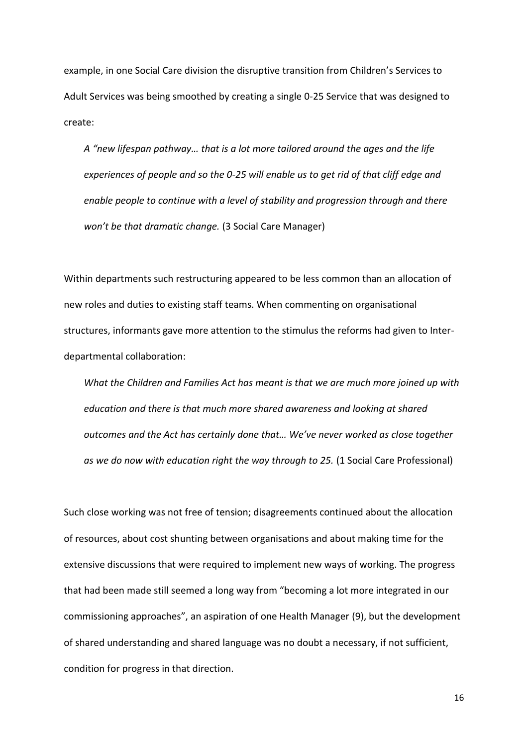example, in one Social Care division the disruptive transition from Children's Services to Adult Services was being smoothed by creating a single 0-25 Service that was designed to create:

> *A "new lifespan pathway… that is a lot more tailored around the ages and the life experiences of people and so the 0-25 will enable us to get rid of that cliff edge and enable people to continue with a level of stability and progression through and there won't be that dramatic change.* (3 Social Care Manager)

Within departments such restructuring appeared to be less common than an allocation of new roles and duties to existing staff teams. When commenting on organisational structures, informants gave more attention to the stimulus the reforms had given to Inter-departmental collaboration:

> *What the Children and Families Act has meant is that we are much more joined up with education and there is that much more shared awareness and looking at shared outcomes and the Act has certainly done that… We've never worked as close together as we do now with education right the way through to 25.* (1 Social Care Professional)

Such close working was not free of tension; disagreements continued about the allocation of resources, about cost shunting between organisations and about making time for the extensive discussions that were required to implement new ways of working. The progress that had been made still seemed a long way from "becoming a lot more integrated in our commissioning approaches", an aspiration of one Health Manager (9), but the development of shared understanding and shared language was no doubt a necessary, if not sufficient, condition for progress in that direction.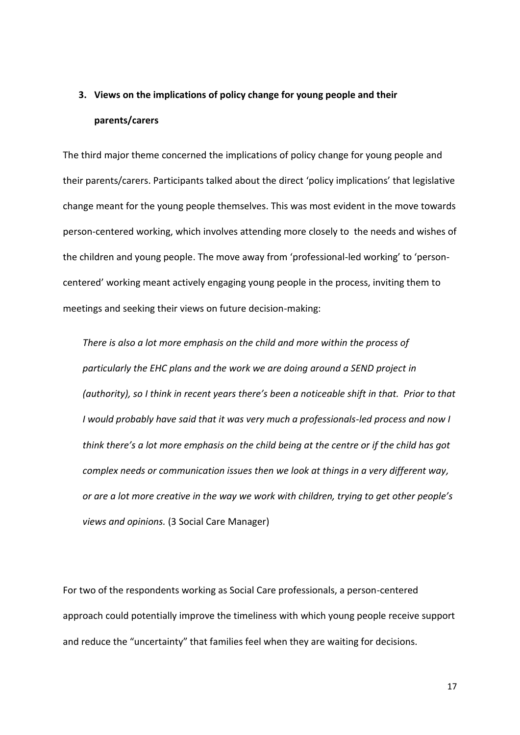## 3. Views on the implications of policy change for young people and their parents/carers

The third major theme concerned the implications of policy change for young people and their parents/carers. Participants talked about the direct 'policy implications' that legislative change meant for the young people themselves. This was most evident in the move towards person-centered working, which involves attending more closely to the needs and wishes of the children and young people. The move away from 'professional-led working' to 'person-centered' working meant actively engaging young people in the process, inviting them to meetings and seeking their views on future decision-making:

> *There is also a lot more emphasis on the child and more within the process of particularly the EHC plans and the work we are doing around a SEND project in (authority), so I think in recent years there's been a noticeable shift in that. Prior to that I would probably have said that it was very much a professionals-led process and now I think there's a lot more emphasis on the child being at the centre or if the child has got complex needs or communication issues then we look at things in a very different way, or are a lot more creative in the way we work with children, trying to get other people's views and opinions.* (3 Social Care Manager)

For two of the respondents working as Social Care professionals, a person-centered approach could potentially improve the timeliness with which young people receive support and reduce the "uncertainty" that families feel when they are waiting for decisions.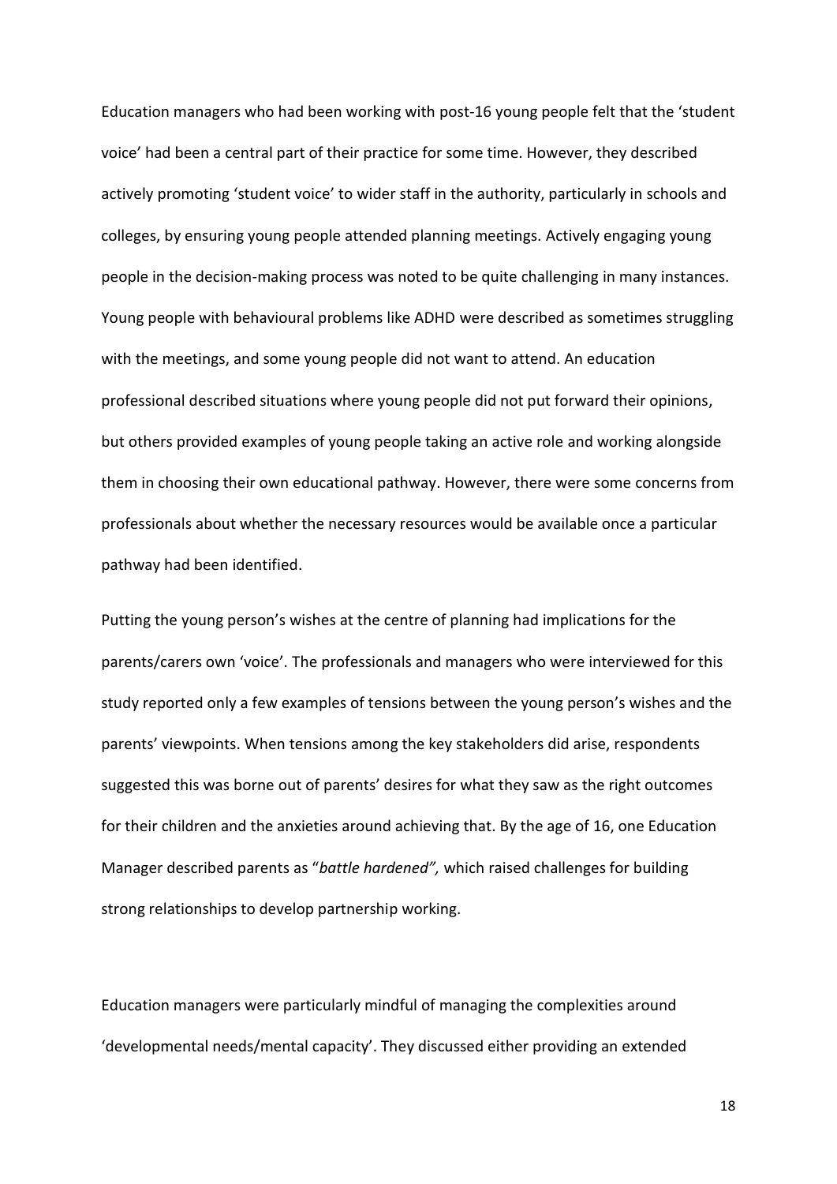Education managers who had been working with post-16 young people felt that the 'student voice' had been a central part of their practice for some time. However, they described actively promoting 'student voice' to wider staff in the authority, particularly in schools and colleges, by ensuring young people attended planning meetings. Actively engaging young people in the decision-making process was noted to be quite challenging in many instances. Young people with behavioural problems like ADHD were described as sometimes struggling with the meetings, and some young people did not want to attend. An education professional described situations where young people did not put forward their opinions, but others provided examples of young people taking an active role and working alongside them in choosing their own educational pathway. However, there were some concerns from professionals about whether the necessary resources would be available once a particular pathway had been identified.

Putting the young person's wishes at the centre of planning had implications for the parents/carers own 'voice'. The professionals and managers who were interviewed for this study reported only a few examples of tensions between the young person's wishes and the parents' viewpoints. When tensions among the key stakeholders did arise, respondents suggested this was borne out of parents' desires for what they saw as the right outcomes for their children and the anxieties around achieving that. By the age of 16, one Education Manager described parents as "*battle hardened",* which raised challenges for building strong relationships to develop partnership working.

Education managers were particularly mindful of managing the complexities around 'developmental needs/mental capacity'. They discussed either providing an extended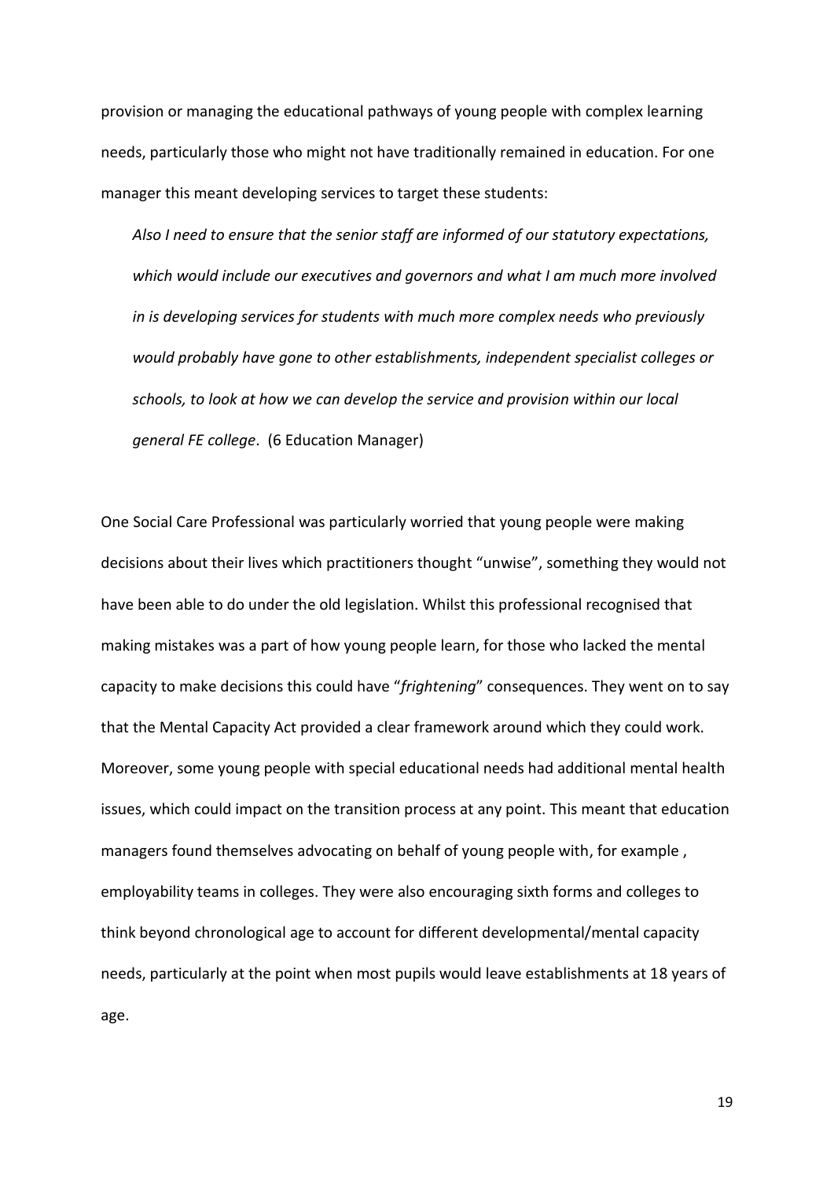provision or managing the educational pathways of young people with complex learning needs, particularly those who might not have traditionally remained in education. For one manager this meant developing services to target these students:

> *Also I need to ensure that the senior staff are informed of our statutory expectations, which would include our executives and governors and what I am much more involved in is developing services for students with much more complex needs who previously would probably have gone to other establishments, independent specialist colleges or schools, to look at how we can develop the service and provision within our local general FE college*. (6 Education Manager)

One Social Care Professional was particularly worried that young people were making decisions about their lives which practitioners thought "unwise", something they would not have been able to do under the old legislation. Whilst this professional recognised that making mistakes was a part of how young people learn, for those who lacked the mental capacity to make decisions this could have "*frightening*" consequences. They went on to say that the Mental Capacity Act provided a clear framework around which they could work. Moreover, some young people with special educational needs had additional mental health issues, which could impact on the transition process at any point. This meant that education managers found themselves advocating on behalf of young people with, for example , employability teams in colleges. They were also encouraging sixth forms and colleges to think beyond chronological age to account for different developmental/mental capacity needs, particularly at the point when most pupils would leave establishments at 18 years of age.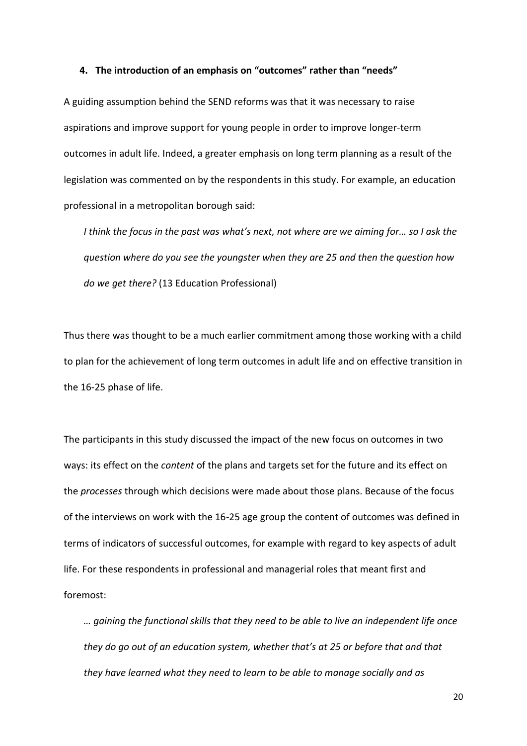## 4. The introduction of an emphasis on "outcomes" rather than "needs"

A guiding assumption behind the SEND reforms was that it was necessary to raise aspirations and improve support for young people in order to improve longer-term outcomes in adult life. Indeed, a greater emphasis on long term planning as a result of the legislation was commented on by the respondents in this study. For example, an education professional in a metropolitan borough said:

> *I think the focus in the past was what's next, not where are we aiming for… so I ask the question where do you see the youngster when they are 25 and then the question how do we get there?* (13 Education Professional)

Thus there was thought to be a much earlier commitment among those working with a child to plan for the achievement of long term outcomes in adult life and on effective transition in the 16-25 phase of life.

The participants in this study discussed the impact of the new focus on outcomes in two ways: its effect on the *content* of the plans and targets set for the future and its effect on the *processes* through which decisions were made about those plans. Because of the focus of the interviews on work with the 16-25 age group the content of outcomes was defined in terms of indicators of successful outcomes, for example with regard to key aspects of adult life. For these respondents in professional and managerial roles that meant first and foremost:

> *… gaining the functional skills that they need to be able to live an independent life once they do go out of an education system, whether that's at 25 or before that and that they have learned what they need to learn to be able to manage socially and as*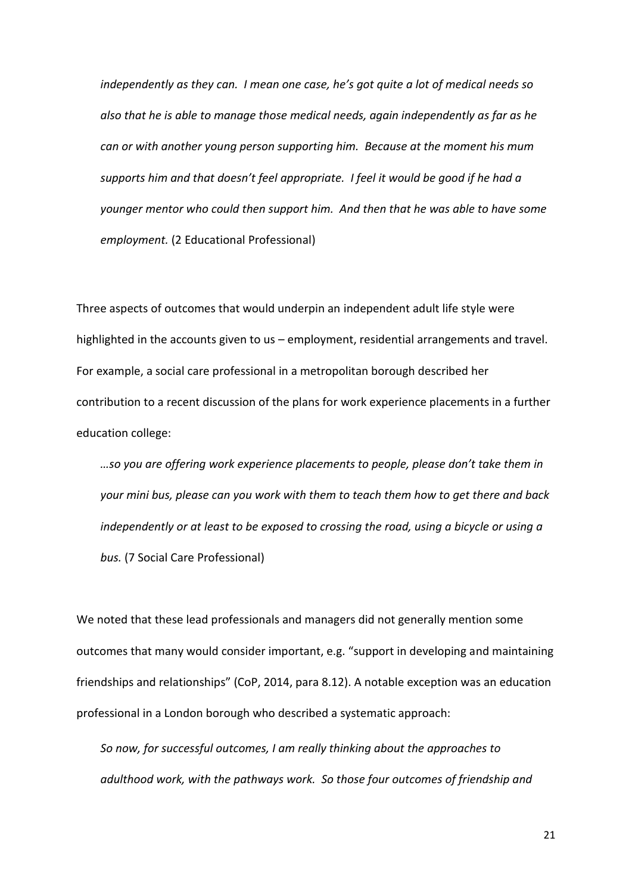*independently as they can. I mean one case, he's got quite a lot of medical needs so also that he is able to manage those medical needs, again independently as far as he can or with another young person supporting him. Because at the moment his mum supports him and that doesn't feel appropriate. I feel it would be good if he had a younger mentor who could then support him. And then that he was able to have some employment.* (2 Educational Professional)

Three aspects of outcomes that would underpin an independent adult life style were highlighted in the accounts given to us – employment, residential arrangements and travel. For example, a social care professional in a metropolitan borough described her contribution to a recent discussion of the plans for work experience placements in a further education college:

*…so you are offering work experience placements to people, please don't take them in your mini bus, please can you work with them to teach them how to get there and back independently or at least to be exposed to crossing the road, using a bicycle or using a bus.* (7 Social Care Professional)

We noted that these lead professionals and managers did not generally mention some outcomes that many would consider important, e.g. "support in developing and maintaining friendships and relationships" (CoP, 2014, para 8.12). A notable exception was an education professional in a London borough who described a systematic approach:

*So now, for successful outcomes, I am really thinking about the approaches to adulthood work, with the pathways work. So those four outcomes of friendship and*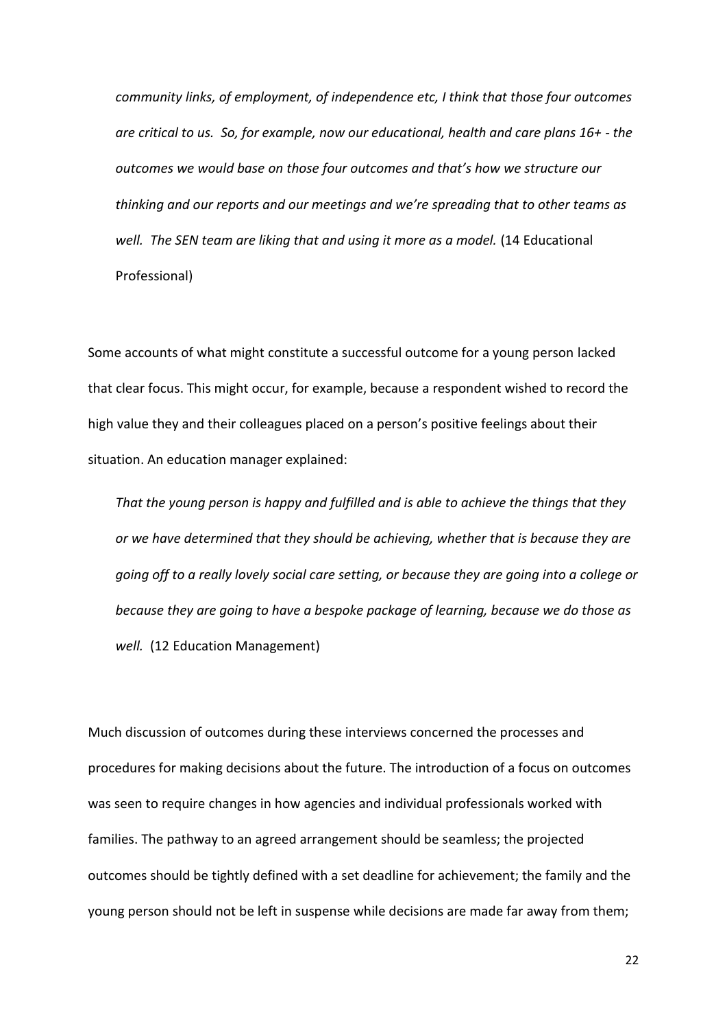*community links, of employment, of independence etc, I think that those four outcomes are critical to us. So, for example, now our educational, health and care plans 16+ - the outcomes we would base on those four outcomes and that's how we structure our thinking and our reports and our meetings and we're spreading that to other teams as well. The SEN team are liking that and using it more as a model.* (14 Educational Professional)

Some accounts of what might constitute a successful outcome for a young person lacked that clear focus. This might occur, for example, because a respondent wished to record the high value they and their colleagues placed on a person's positive feelings about their situation. An education manager explained:

*That the young person is happy and fulfilled and is able to achieve the things that they or we have determined that they should be achieving, whether that is because they are going off to a really lovely social care setting, or because they are going into a college or because they are going to have a bespoke package of learning, because we do those as well.* (12 Education Management)

Much discussion of outcomes during these interviews concerned the processes and procedures for making decisions about the future. The introduction of a focus on outcomes was seen to require changes in how agencies and individual professionals worked with families. The pathway to an agreed arrangement should be seamless; the projected outcomes should be tightly defined with a set deadline for achievement; the family and the young person should not be left in suspense while decisions are made far away from them;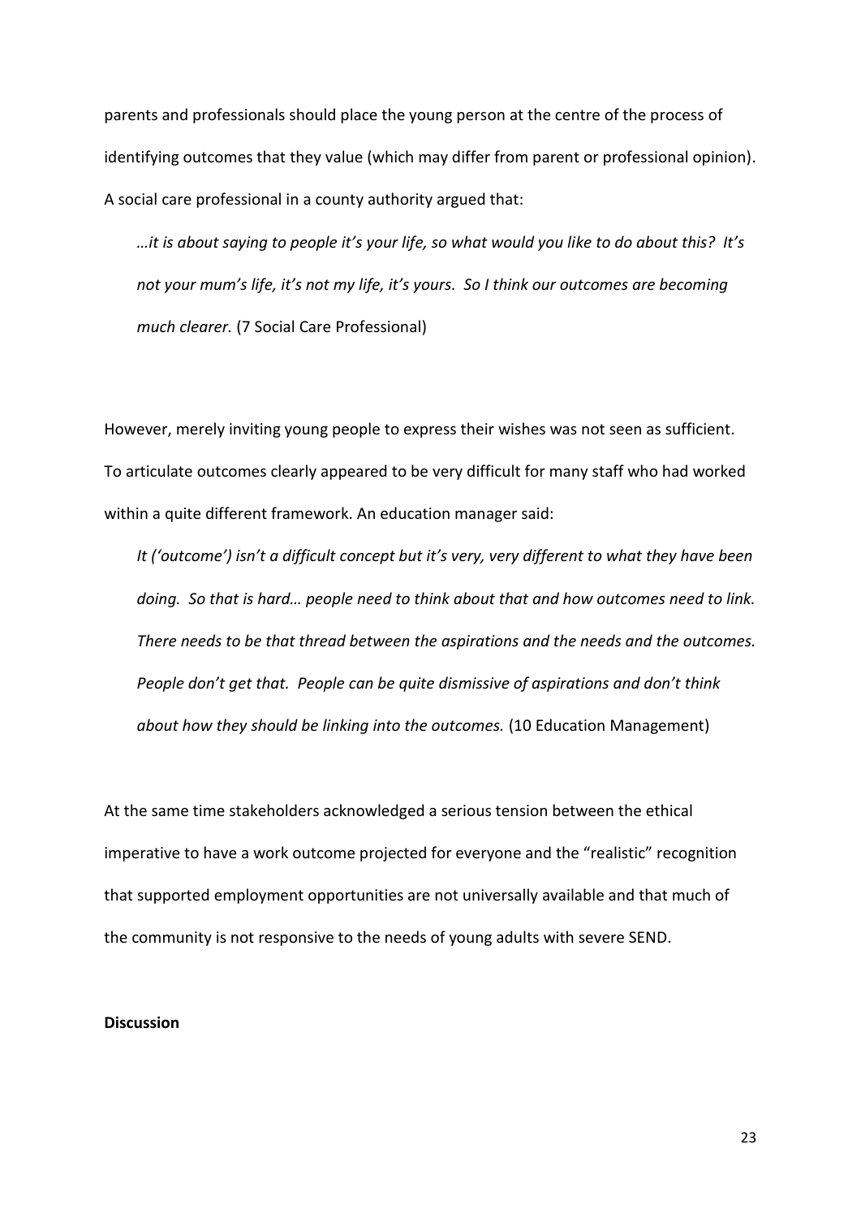parents and professionals should place the young person at the centre of the process of identifying outcomes that they value (which may differ from parent or professional opinion). A social care professional in a county authority argued that:

> *…it is about saying to people it's your life, so what would you like to do about this? It's not your mum's life, it's not my life, it's yours. So I think our outcomes are becoming much clearer.* (7 Social Care Professional)

However, merely inviting young people to express their wishes was not seen as sufficient. To articulate outcomes clearly appeared to be very difficult for many staff who had worked within a quite different framework. An education manager said:

> *It ('outcome') isn't a difficult concept but it's very, very different to what they have been doing. So that is hard… people need to think about that and how outcomes need to link. There needs to be that thread between the aspirations and the needs and the outcomes. People don't get that. People can be quite dismissive of aspirations and don't think about how they should be linking into the outcomes.* (10 Education Management)

At the same time stakeholders acknowledged a serious tension between the ethical imperative to have a work outcome projected for everyone and the "realistic" recognition that supported employment opportunities are not universally available and that much of the community is not responsive to the needs of young adults with severe SEND.

**Discussion**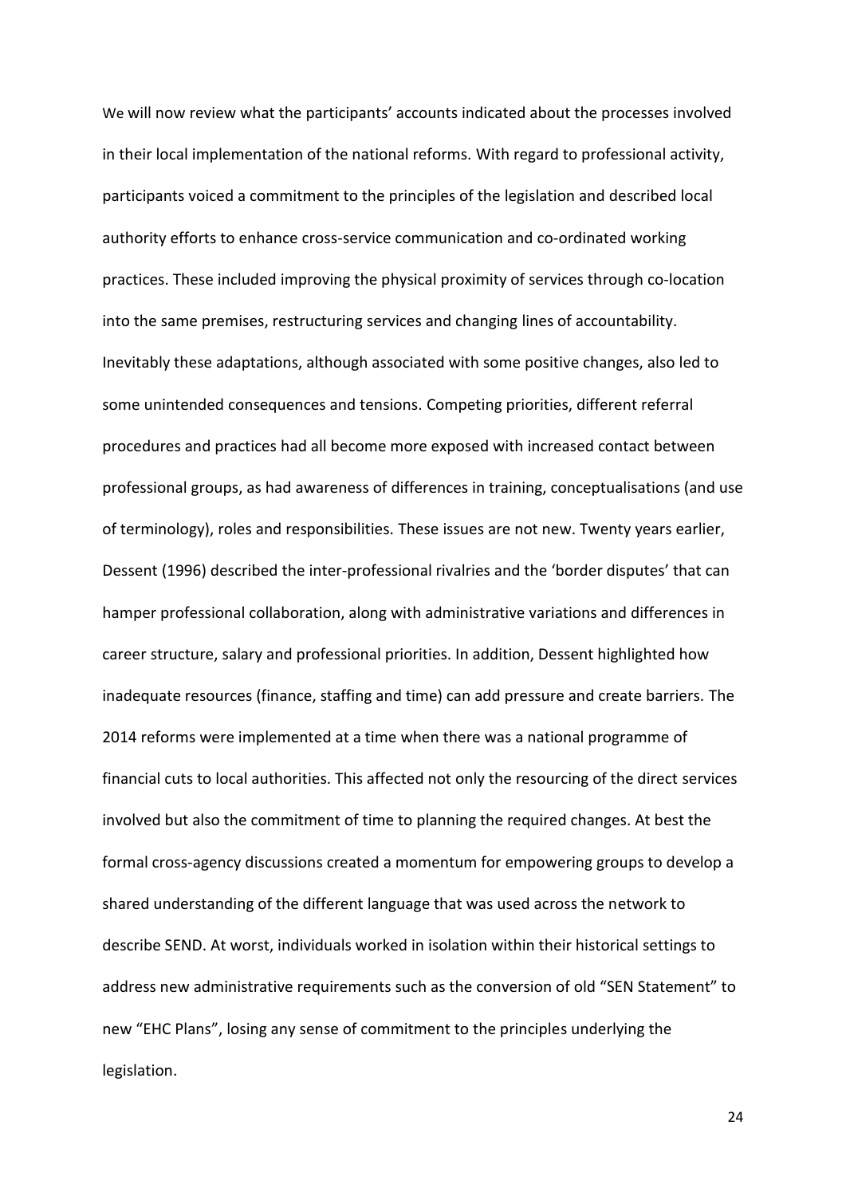We will now review what the participants' accounts indicated about the processes involved in their local implementation of the national reforms. With regard to professional activity, participants voiced a commitment to the principles of the legislation and described local authority efforts to enhance cross-service communication and co-ordinated working practices. These included improving the physical proximity of services through co-location into the same premises, restructuring services and changing lines of accountability. Inevitably these adaptations, although associated with some positive changes, also led to some unintended consequences and tensions. Competing priorities, different referral procedures and practices had all become more exposed with increased contact between professional groups, as had awareness of differences in training, conceptualisations (and use of terminology), roles and responsibilities. These issues are not new. Twenty years earlier, Dessent (1996) described the inter-professional rivalries and the 'border disputes' that can hamper professional collaboration, along with administrative variations and differences in career structure, salary and professional priorities. In addition, Dessent highlighted how inadequate resources (finance, staffing and time) can add pressure and create barriers. The 2014 reforms were implemented at a time when there was a national programme of financial cuts to local authorities. This affected not only the resourcing of the direct services involved but also the commitment of time to planning the required changes. At best the formal cross-agency discussions created a momentum for empowering groups to develop a shared understanding of the different language that was used across the network to describe SEND. At worst, individuals worked in isolation within their historical settings to address new administrative requirements such as the conversion of old "SEN Statement" to new "EHC Plans", losing any sense of commitment to the principles underlying the legislation.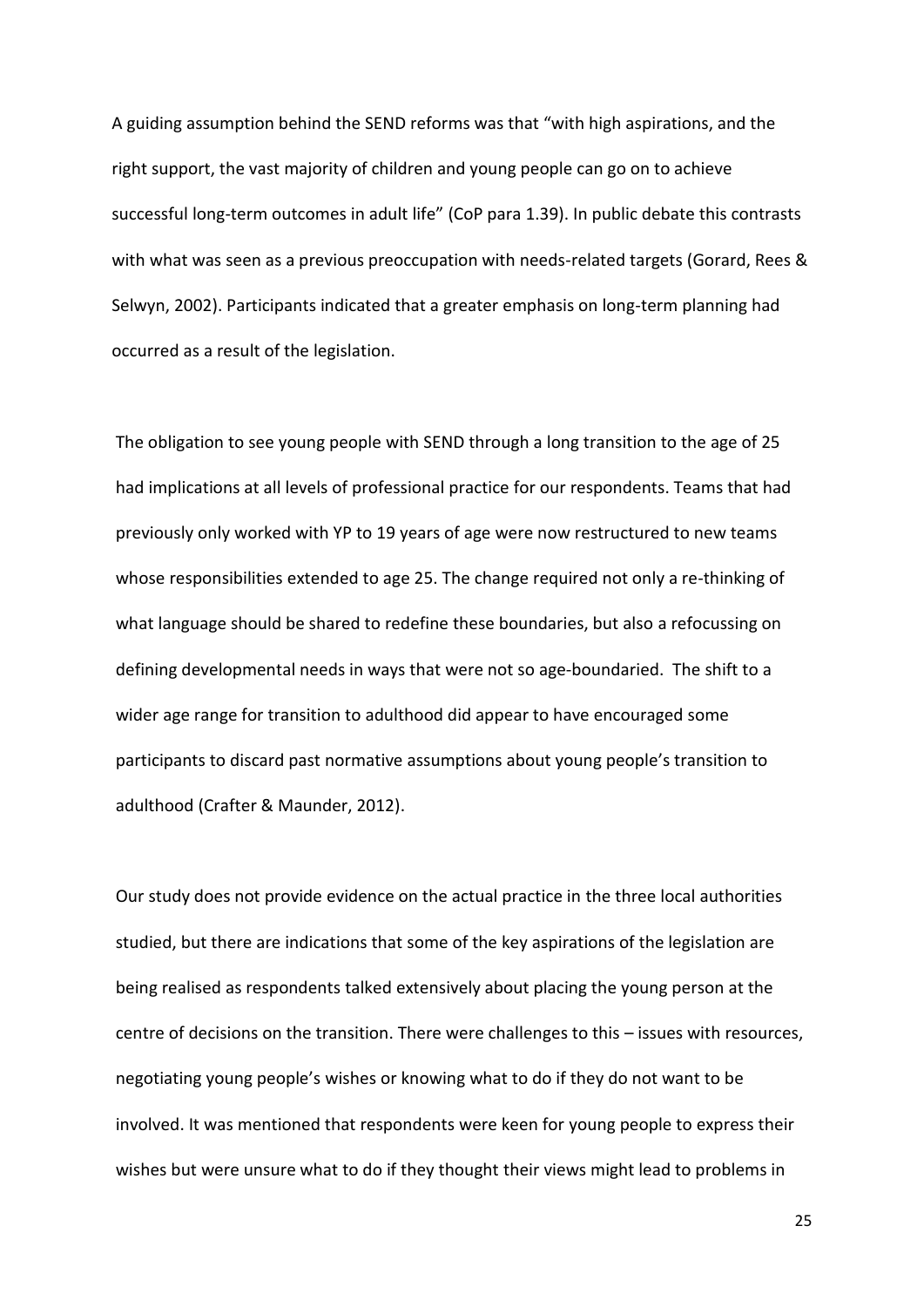A guiding assumption behind the SEND reforms was that "with high aspirations, and the right support, the vast majority of children and young people can go on to achieve successful long-term outcomes in adult life" (CoP para 1.39). In public debate this contrasts with what was seen as a previous preoccupation with needs-related targets (Gorard, Rees & Selwyn, 2002). Participants indicated that a greater emphasis on long-term planning had occurred as a result of the legislation.

The obligation to see young people with SEND through a long transition to the age of 25 had implications at all levels of professional practice for our respondents. Teams that had previously only worked with YP to 19 years of age were now restructured to new teams whose responsibilities extended to age 25. The change required not only a re-thinking of what language should be shared to redefine these boundaries, but also a refocussing on defining developmental needs in ways that were not so age-boundaried. The shift to a wider age range for transition to adulthood did appear to have encouraged some participants to discard past normative assumptions about young people's transition to adulthood (Crafter & Maunder, 2012).

Our study does not provide evidence on the actual practice in the three local authorities studied, but there are indications that some of the key aspirations of the legislation are being realised as respondents talked extensively about placing the young person at the centre of decisions on the transition. There were challenges to this – issues with resources, negotiating young people's wishes or knowing what to do if they do not want to be involved. It was mentioned that respondents were keen for young people to express their wishes but were unsure what to do if they thought their views might lead to problems in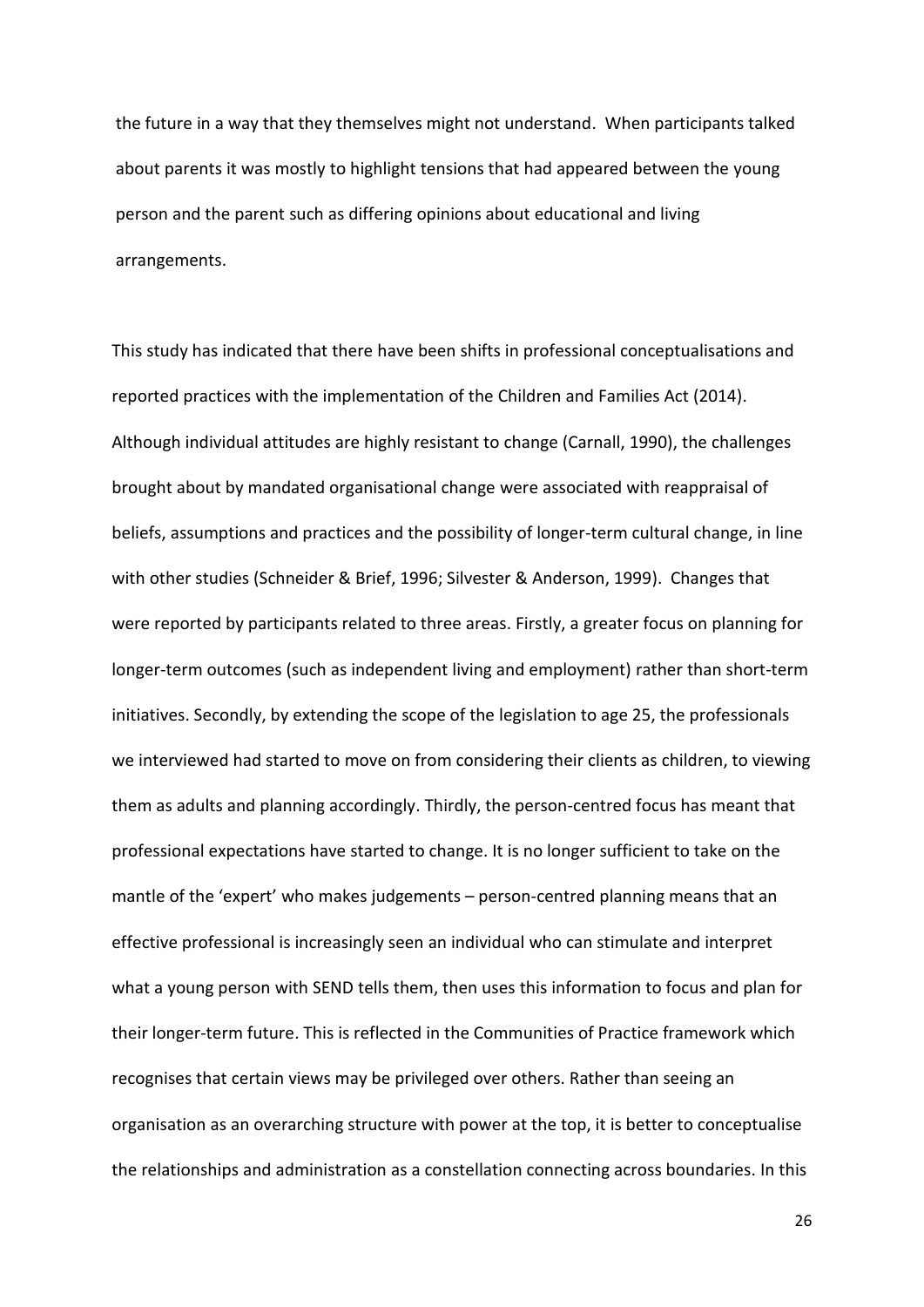the future in a way that they themselves might not understand. When participants talked about parents it was mostly to highlight tensions that had appeared between the young person and the parent such as differing opinions about educational and living arrangements.

This study has indicated that there have been shifts in professional conceptualisations and reported practices with the implementation of the Children and Families Act (2014). Although individual attitudes are highly resistant to change (Carnall, 1990), the challenges brought about by mandated organisational change were associated with reappraisal of beliefs, assumptions and practices and the possibility of longer-term cultural change, in line with other studies (Schneider & Brief, 1996; Silvester & Anderson, 1999). Changes that were reported by participants related to three areas. Firstly, a greater focus on planning for longer-term outcomes (such as independent living and employment) rather than short-term initiatives. Secondly, by extending the scope of the legislation to age 25, the professionals we interviewed had started to move on from considering their clients as children, to viewing them as adults and planning accordingly. Thirdly, the person-centred focus has meant that professional expectations have started to change. It is no longer sufficient to take on the mantle of the 'expert' who makes judgements – person-centred planning means that an effective professional is increasingly seen an individual who can stimulate and interpret what a young person with SEND tells them, then uses this information to focus and plan for their longer-term future. This is reflected in the Communities of Practice framework which recognises that certain views may be privileged over others. Rather than seeing an organisation as an overarching structure with power at the top, it is better to conceptualise the relationships and administration as a constellation connecting across boundaries. In this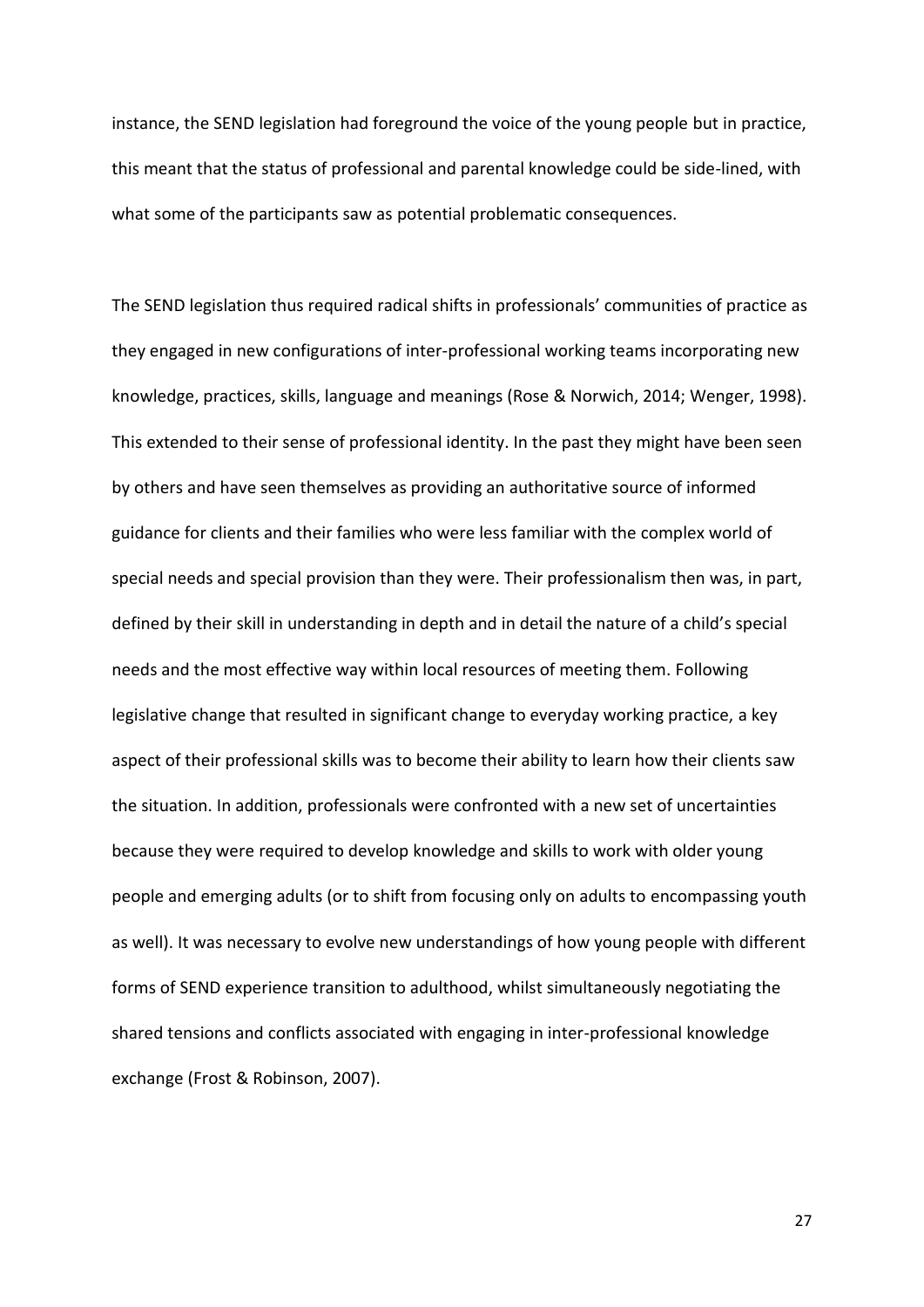instance, the SEND legislation had foreground the voice of the young people but in practice, this meant that the status of professional and parental knowledge could be side-lined, with what some of the participants saw as potential problematic consequences.

The SEND legislation thus required radical shifts in professionals' communities of practice as they engaged in new configurations of inter-professional working teams incorporating new knowledge, practices, skills, language and meanings (Rose & Norwich, 2014; Wenger, 1998). This extended to their sense of professional identity. In the past they might have been seen by others and have seen themselves as providing an authoritative source of informed guidance for clients and their families who were less familiar with the complex world of special needs and special provision than they were. Their professionalism then was, in part, defined by their skill in understanding in depth and in detail the nature of a child's special needs and the most effective way within local resources of meeting them. Following legislative change that resulted in significant change to everyday working practice, a key aspect of their professional skills was to become their ability to learn how their clients saw the situation. In addition, professionals were confronted with a new set of uncertainties because they were required to develop knowledge and skills to work with older young people and emerging adults (or to shift from focusing only on adults to encompassing youth as well). It was necessary to evolve new understandings of how young people with different forms of SEND experience transition to adulthood, whilst simultaneously negotiating the shared tensions and conflicts associated with engaging in inter-professional knowledge exchange (Frost & Robinson, 2007).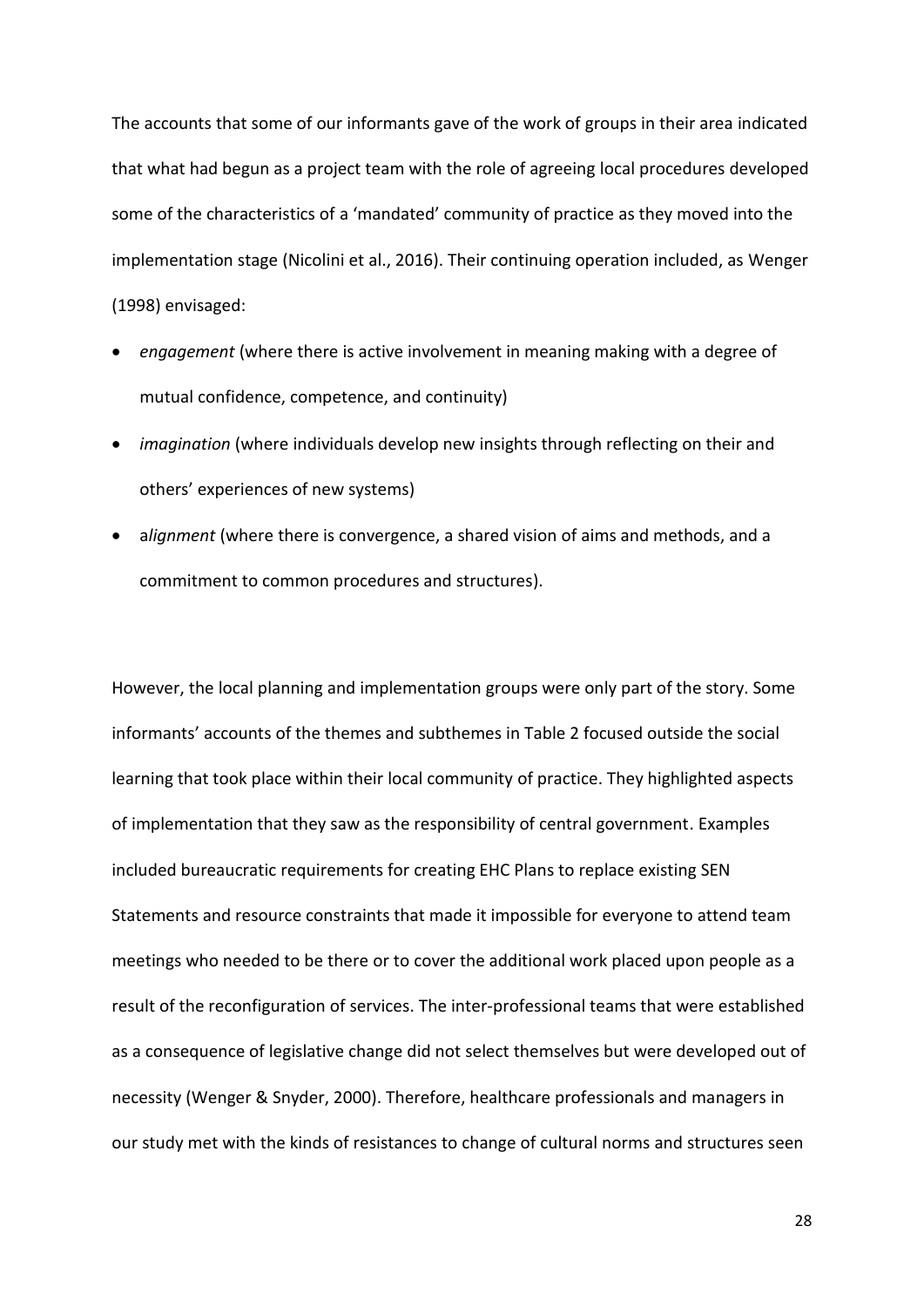The accounts that some of our informants gave of the work of groups in their area indicated that what had begun as a project team with the role of agreeing local procedures developed some of the characteristics of a 'mandated' community of practice as they moved into the implementation stage (Nicolini et al., 2016). Their continuing operation included, as Wenger (1998) envisaged:

- *engagement* (where there is active involvement in meaning making with a degree of mutual confidence, competence, and continuity)
- *imagination* (where individuals develop new insights through reflecting on their and others' experiences of new systems)
- a*lignment* (where there is convergence, a shared vision of aims and methods, and a commitment to common procedures and structures).

However, the local planning and implementation groups were only part of the story. Some informants' accounts of the themes and subthemes in Table 2 focused outside the social learning that took place within their local community of practice. They highlighted aspects of implementation that they saw as the responsibility of central government. Examples included bureaucratic requirements for creating EHC Plans to replace existing SEN Statements and resource constraints that made it impossible for everyone to attend team meetings who needed to be there or to cover the additional work placed upon people as a result of the reconfiguration of services. The inter-professional teams that were established as a consequence of legislative change did not select themselves but were developed out of necessity (Wenger & Snyder, 2000). Therefore, healthcare professionals and managers in our study met with the kinds of resistances to change of cultural norms and structures seen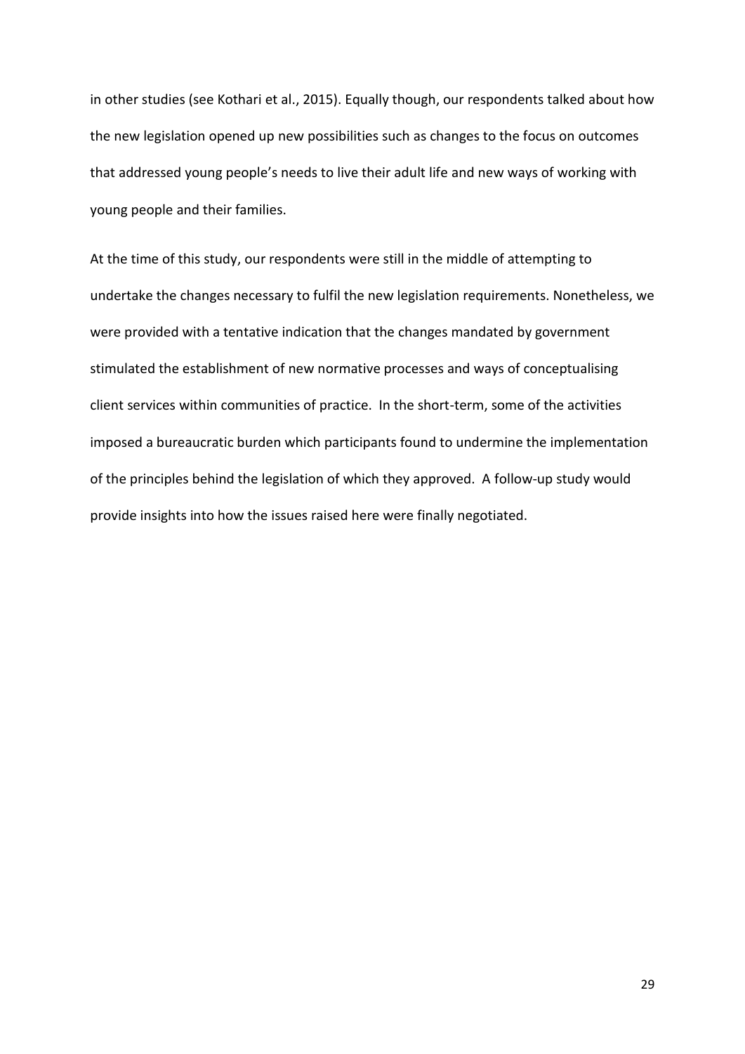in other studies (see Kothari et al., 2015). Equally though, our respondents talked about how the new legislation opened up new possibilities such as changes to the focus on outcomes that addressed young people's needs to live their adult life and new ways of working with young people and their families.

At the time of this study, our respondents were still in the middle of attempting to undertake the changes necessary to fulfil the new legislation requirements. Nonetheless, we were provided with a tentative indication that the changes mandated by government stimulated the establishment of new normative processes and ways of conceptualising client services within communities of practice. In the short-term, some of the activities imposed a bureaucratic burden which participants found to undermine the implementation of the principles behind the legislation of which they approved. A follow-up study would provide insights into how the issues raised here were finally negotiated.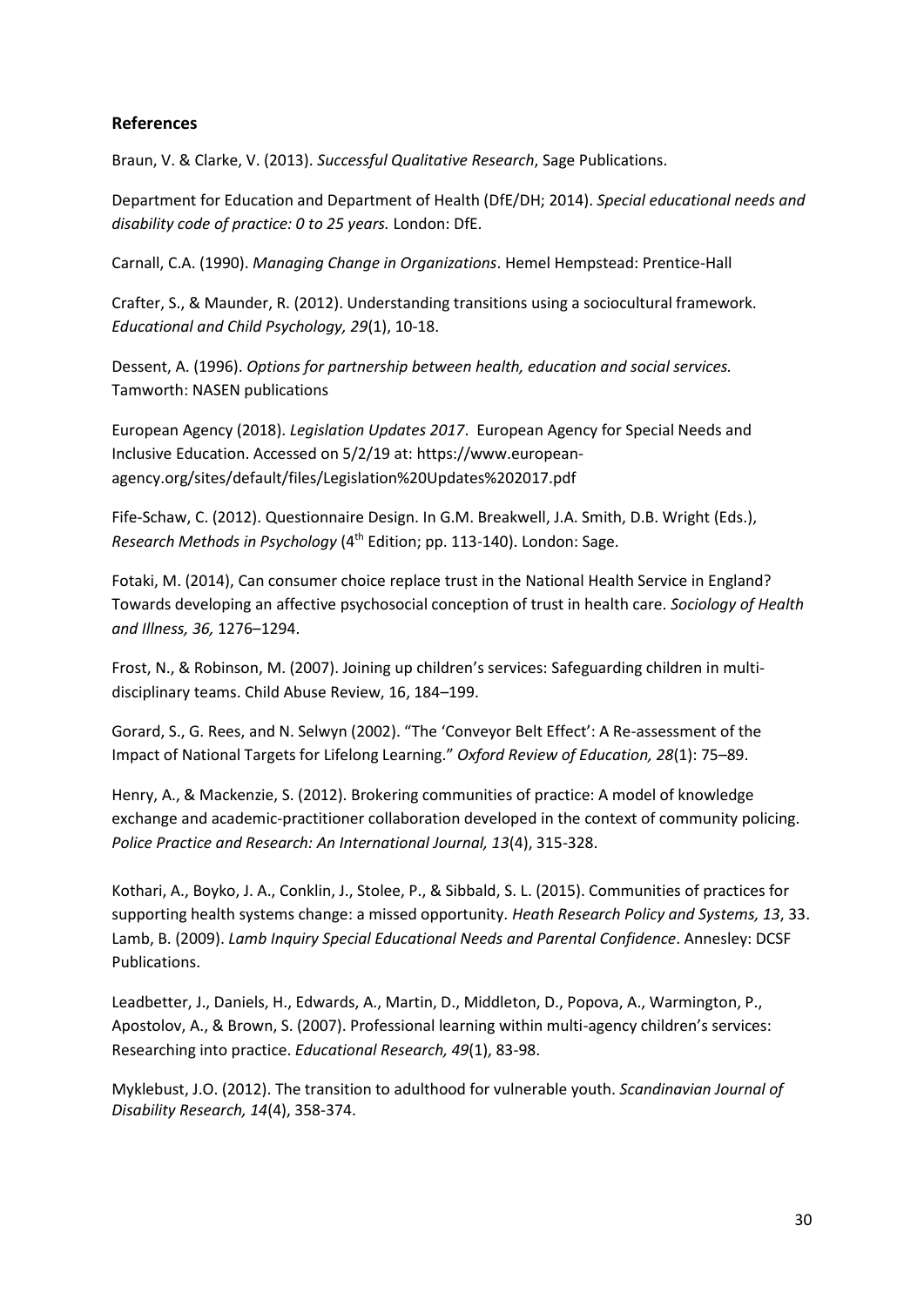## References

Braun, V. & Clarke, V. (2013). *Successful Qualitative Research*, Sage Publications.

Department for Education and Department of Health (DfE/DH; 2014). *Special educational needs and disability code of practice: 0 to 25 years.* London: DfE.

Carnall, C.A. (1990). *Managing Change in Organizations*. Hemel Hempstead: Prentice-Hall

Crafter, S., & Maunder, R. (2012). Understanding transitions using a sociocultural framework. *Educational and Child Psychology, 29*(1), 10-18.

Dessent, A. (1996). *Options for partnership between health, education and social services.* Tamworth: NASEN publications

European Agency (2018). *Legislation Updates 2017*. European Agency for Special Needs and Inclusive Education. Accessed on 5/2/19 at: https://www.european-agency.org/sites/default/files/Legislation%20Updates%202017.pdf

Fife-Schaw, C. (2012). Questionnaire Design. In G.M. Breakwell, J.A. Smith, D.B. Wright (Eds.), *Research Methods in Psychology* (4th Edition; pp. 113-140). London: Sage.

Fotaki, M. (2014), Can consumer choice replace trust in the National Health Service in England? Towards developing an affective psychosocial conception of trust in health care. *Sociology of Health and Illness, 36,* 1276–1294.

Frost, N., & Robinson, M. (2007). Joining up children's services: Safeguarding children in multi-disciplinary teams. Child Abuse Review, 16, 184–199.

Gorard, S., G. Rees, and N. Selwyn (2002). "The 'Conveyor Belt Effect': A Re-assessment of the Impact of National Targets for Lifelong Learning." *Oxford Review of Education, 28*(1): 75–89.

Henry, A., & Mackenzie, S. (2012). Brokering communities of practice: A model of knowledge exchange and academic-practitioner collaboration developed in the context of community policing. *Police Practice and Research: An International Journal, 13*(4), 315-328.

Kothari, A., Boyko, J. A., Conklin, J., Stolee, P., & Sibbald, S. L. (2015). Communities of practices for supporting health systems change: a missed opportunity. *Heath Research Policy and Systems, 13*, 33.

Lamb, B. (2009). *Lamb Inquiry Special Educational Needs and Parental Confidence*. Annesley: DCSF Publications.

Leadbetter, J., Daniels, H., Edwards, A., Martin, D., Middleton, D., Popova, A., Warmington, P., Apostolov, A., & Brown, S. (2007). Professional learning within multi-agency children's services: Researching into practice. *Educational Research, 49*(1), 83-98.

Myklebust, J.O. (2012). The transition to adulthood for vulnerable youth. *Scandinavian Journal of Disability Research, 14*(4), 358-374.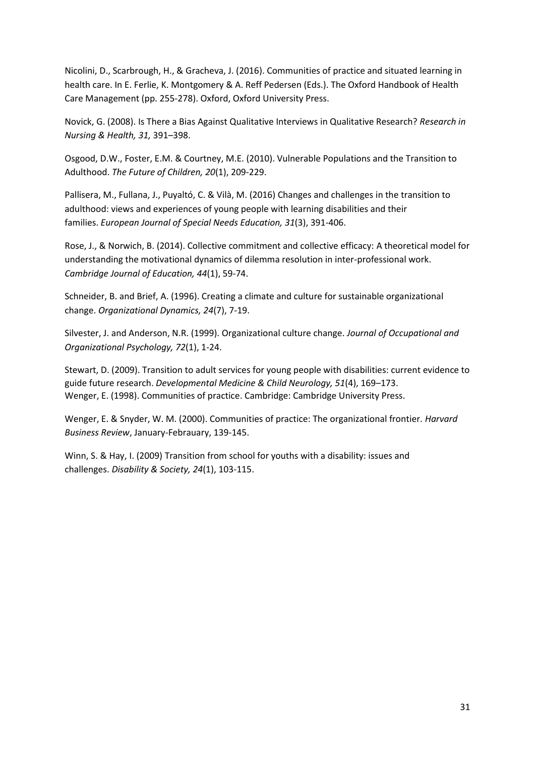Nicolini, D., Scarbrough, H., & Gracheva, J. (2016). Communities of practice and situated learning in health care. In E. Ferlie, K. Montgomery & A. Reff Pedersen (Eds.). The Oxford Handbook of Health Care Management (pp. 255-278). Oxford, Oxford University Press.

Novick, G. (2008). Is There a Bias Against Qualitative Interviews in Qualitative Research? *Research in Nursing & Health, 31,* 391–398.

Osgood, D.W., Foster, E.M. & Courtney, M.E. (2010). Vulnerable Populations and the Transition to Adulthood. *The Future of Children, 20*(1), 209-229.

Pallisera, M., Fullana, J., Puyaltó, C. & Vilà, M. (2016) Changes and challenges in the transition to adulthood: views and experiences of young people with learning disabilities and their families. *European Journal of Special Needs Education, 31*(3), 391-406.

Rose, J., & Norwich, B. (2014). Collective commitment and collective efficacy: A theoretical model for understanding the motivational dynamics of dilemma resolution in inter-professional work. *Cambridge Journal of Education, 44*(1), 59-74.

Schneider, B. and Brief, A. (1996). Creating a climate and culture for sustainable organizational change. *Organizational Dynamics, 24*(7), 7-19.

Silvester, J. and Anderson, N.R. (1999). Organizational culture change. *Journal of Occupational and Organizational Psychology, 72*(1), 1-24.

Stewart, D. (2009). Transition to adult services for young people with disabilities: current evidence to guide future research. *Developmental Medicine & Child Neurology, 51*(4), 169–173.

Wenger, E. (1998). Communities of practice. Cambridge: Cambridge University Press.

Wenger, E. & Snyder, W. M. (2000). Communities of practice: The organizational frontier. *Harvard Business Review*, January-Febrauary, 139-145.

Winn, S. & Hay, I. (2009) Transition from school for youths with a disability: issues and challenges. *Disability & Society, 24*(1), 103-115.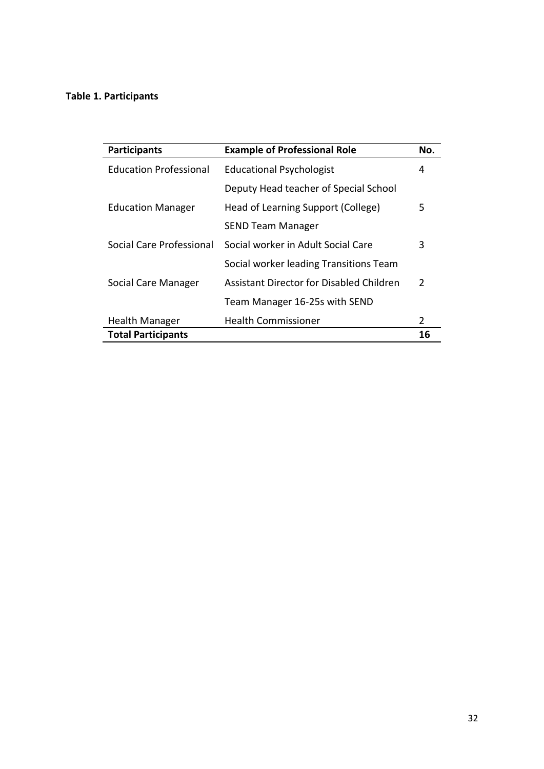**Table 1. Participants**

| Participants | Example of Professional Role | No. |
|---|---|---|
| Education Professional | Educational Psychologist | 4 |
| | Deputy Head teacher of Special School | |
| Education Manager | Head of Learning Support (College) | 5 |
| | SEND Team Manager | |
| Social Care Professional | Social worker in Adult Social Care | 3 |
| | Social worker leading Transitions Team | |
| Social Care Manager | Assistant Director for Disabled Children | 2 |
| | Team Manager 16-25s with SEND | |
| Health Manager | Health Commissioner | 2 |
| **Total Participants** | | **16** |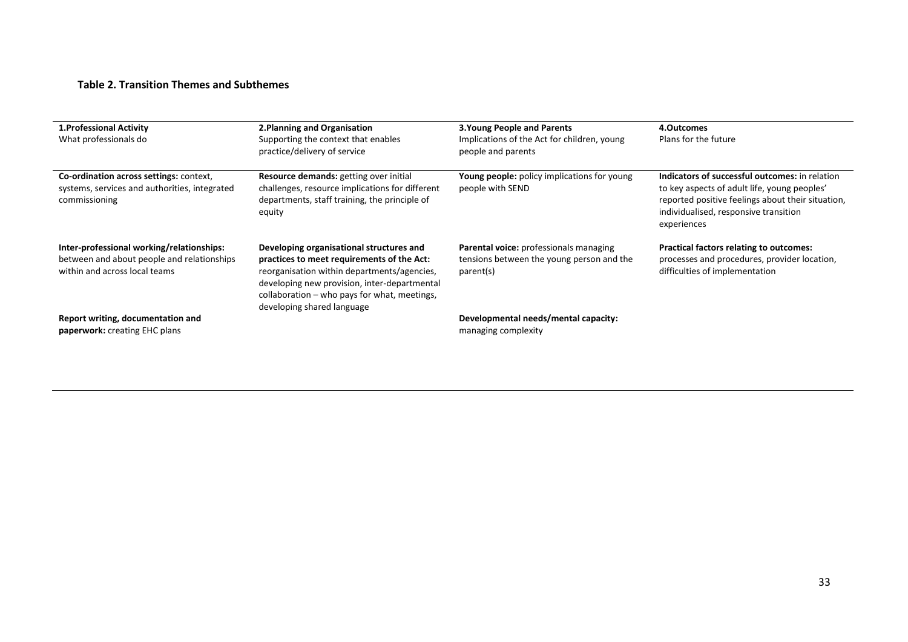**Table 2. Transition Themes and Subthemes**

| **1.Professional Activity**<br>What professionals do | **2.Planning and Organisation**<br>Supporting the context that enables practice/delivery of service | **3.Young People and Parents**<br>Implications of the Act for children, young people and parents | **4.Outcomes**<br>Plans for the future |
|---|---|---|---|
| **Co-ordination across settings:** context, systems, services and authorities, integrated commissioning | **Resource demands:** getting over initial challenges, resource implications for different departments, staff training, the principle of equity | **Young people:** policy implications for young people with SEND | **Indicators of successful outcomes:** in relation to key aspects of adult life, young peoples' reported positive feelings about their situation, individualised, responsive transition experiences |
| **Inter-professional working/relationships:** between and about people and relationships within and across local teams | **Developing organisational structures and practices to meet requirements of the Act:** reorganisation within departments/agencies, developing new provision, inter-departmental collaboration – who pays for what, meetings, developing shared language | **Parental voice:** professionals managing tensions between the young person and the parent(s) | **Practical factors relating to outcomes:** processes and procedures, provider location, difficulties of implementation |
| **Report writing, documentation and paperwork:** creating EHC plans | | **Developmental needs/mental capacity:** managing complexity | |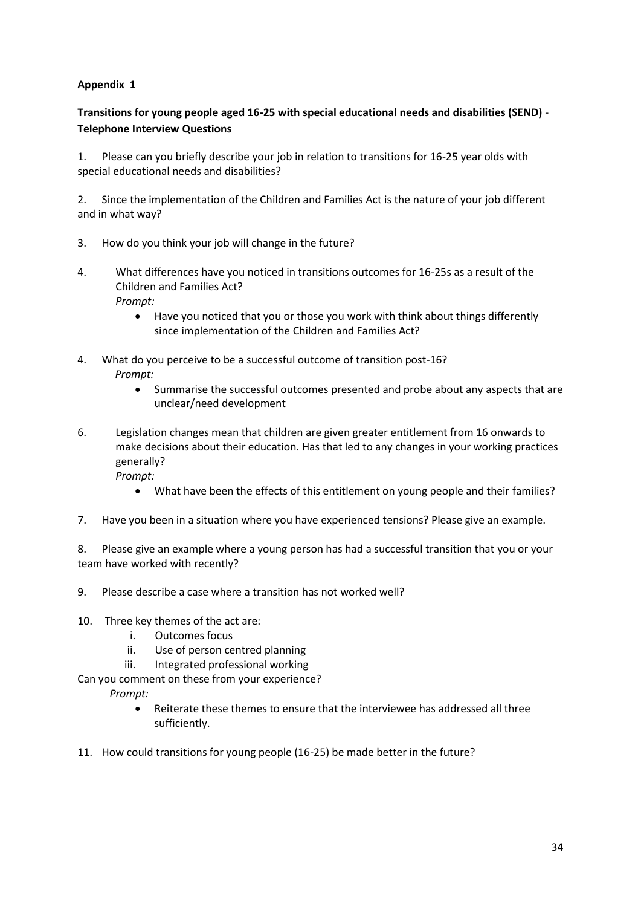**Appendix 1**

**Transitions for young people aged 16-25 with special educational needs and disabilities (SEND) - Telephone Interview Questions**

1. Please can you briefly describe your job in relation to transitions for 16-25 year olds with special educational needs and disabilities?

2. Since the implementation of the Children and Families Act is the nature of your job different and in what way?

3. How do you think your job will change in the future?

4. What differences have you noticed in transitions outcomes for 16-25s as a result of the Children and Families Act?
   *Prompt:*
   - Have you noticed that you or those you work with think about things differently since implementation of the Children and Families Act?

4. What do you perceive to be a successful outcome of transition post-16?
   *Prompt:*
   - Summarise the successful outcomes presented and probe about any aspects that are unclear/need development

6. Legislation changes mean that children are given greater entitlement from 16 onwards to make decisions about their education. Has that led to any changes in your working practices generally?
   *Prompt:*
   - What have been the effects of this entitlement on young people and their families?

7. Have you been in a situation where you have experienced tensions? Please give an example.

8. Please give an example where a young person has had a successful transition that you or your team have worked with recently?

9. Please describe a case where a transition has not worked well?

10. Three key themes of the act are:
    i. Outcomes focus
    ii. Use of person centred planning
    iii. Integrated professional working

Can you comment on these from your experience?
   *Prompt:*
   - Reiterate these themes to ensure that the interviewee has addressed all three sufficiently.

11. How could transitions for young people (16-25) be made better in the future?